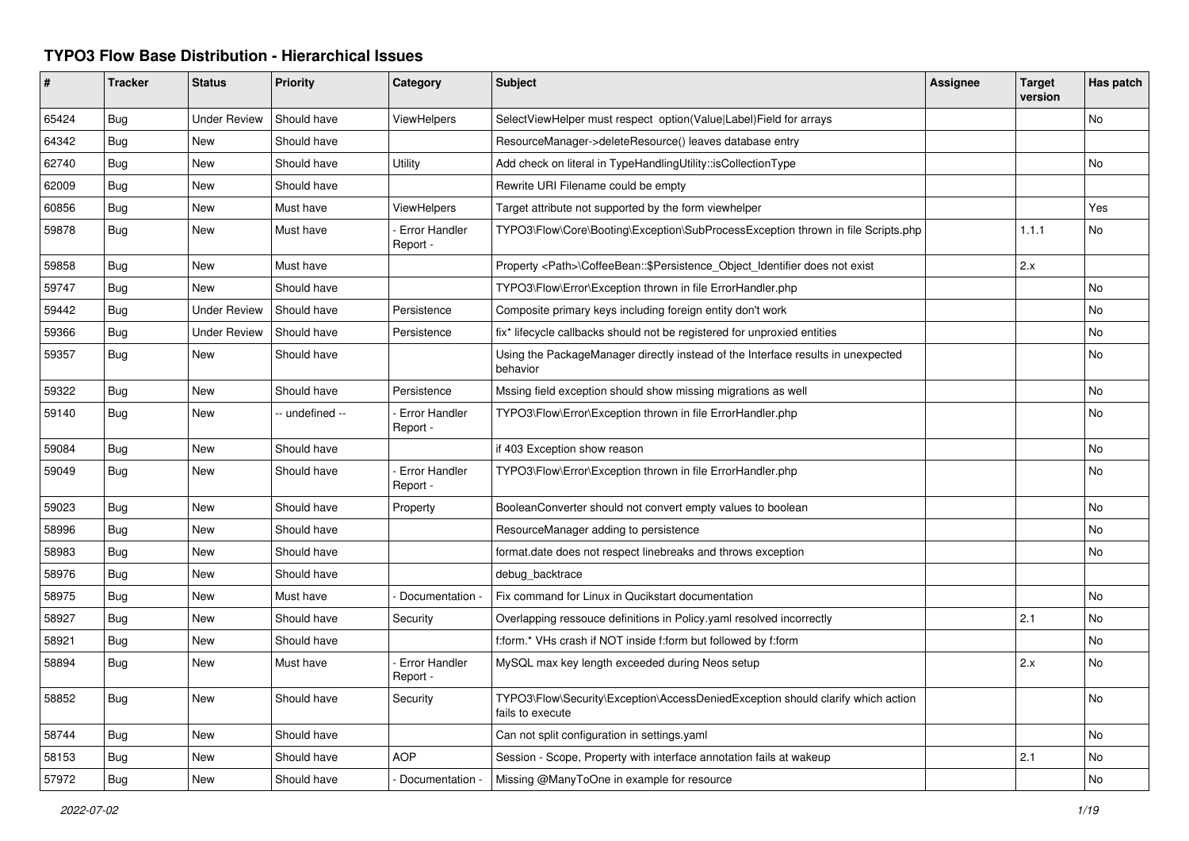# TYPO3 Flow Base Distribution - Hierarchical Issues

| # | Tracker | Status | Priority | Category | Subject | Assignee | Target version | Has patch |
|---|---|---|---|---|---|---|---|---|
| 65424 | Bug | Under Review | Should have | ViewHelpers | SelectViewHelper must respect option(Value\|Label)Field for arrays | | | No |
| 64342 | Bug | New | Should have | | ResourceManager->deleteResource() leaves database entry | | | |
| 62740 | Bug | New | Should have | Utility | Add check on literal in TypeHandlingUtility::isCollectionType | | | No |
| 62009 | Bug | New | Should have | | Rewrite URI Filename could be empty | | | |
| 60856 | Bug | New | Must have | ViewHelpers | Target attribute not supported by the form viewhelper | | | Yes |
| 59878 | Bug | New | Must have | - Error Handler Report - | TYPO3\Flow\Core\Booting\Exception\SubProcessException thrown in file Scripts.php | | 1.1.1 | No |
| 59858 | Bug | New | Must have | | Property <Path>\CoffeeBean::$Persistence_Object_Identifier does not exist | | 2.x | |
| 59747 | Bug | New | Should have | | TYPO3\Flow\Error\Exception thrown in file ErrorHandler.php | | | No |
| 59442 | Bug | Under Review | Should have | Persistence | Composite primary keys including foreign entity don't work | | | No |
| 59366 | Bug | Under Review | Should have | Persistence | fix* lifecycle callbacks should not be registered for unproxied entities | | | No |
| 59357 | Bug | New | Should have | | Using the PackageManager directly instead of the Interface results in unexpected behavior | | | No |
| 59322 | Bug | New | Should have | Persistence | Mssing field exception should show missing migrations as well | | | No |
| 59140 | Bug | New | -- undefined -- | - Error Handler Report - | TYPO3\Flow\Error\Exception thrown in file ErrorHandler.php | | | No |
| 59084 | Bug | New | Should have | | if 403 Exception show reason | | | No |
| 59049 | Bug | New | Should have | - Error Handler Report - | TYPO3\Flow\Error\Exception thrown in file ErrorHandler.php | | | No |
| 59023 | Bug | New | Should have | Property | BooleanConverter should not convert empty values to boolean | | | No |
| 58996 | Bug | New | Should have | | ResourceManager adding to persistence | | | No |
| 58983 | Bug | New | Should have | | format.date does not respect linebreaks and throws exception | | | No |
| 58976 | Bug | New | Should have | | debug_backtrace | | | |
| 58975 | Bug | New | Must have | - Documentation - | Fix command for Linux in Qucikstart documentation | | | No |
| 58927 | Bug | New | Should have | Security | Overlapping ressouce definitions in Policy.yaml resolved incorrectly | | 2.1 | No |
| 58921 | Bug | New | Should have | | f:form.* VHs crash if NOT inside f:form but followed by f:form | | | No |
| 58894 | Bug | New | Must have | - Error Handler Report - | MySQL max key length exceeded during Neos setup | | 2.x | No |
| 58852 | Bug | New | Should have | Security | TYPO3\Flow\Security\Exception\AccessDeniedException should clarify which action fails to execute | | | No |
| 58744 | Bug | New | Should have | | Can not split configuration in settings.yaml | | | No |
| 58153 | Bug | New | Should have | AOP | Session - Scope, Property with interface annotation fails at wakeup | | 2.1 | No |
| 57972 | Bug | New | Should have | - Documentation - | Missing @ManyToOne in example for resource | | | No |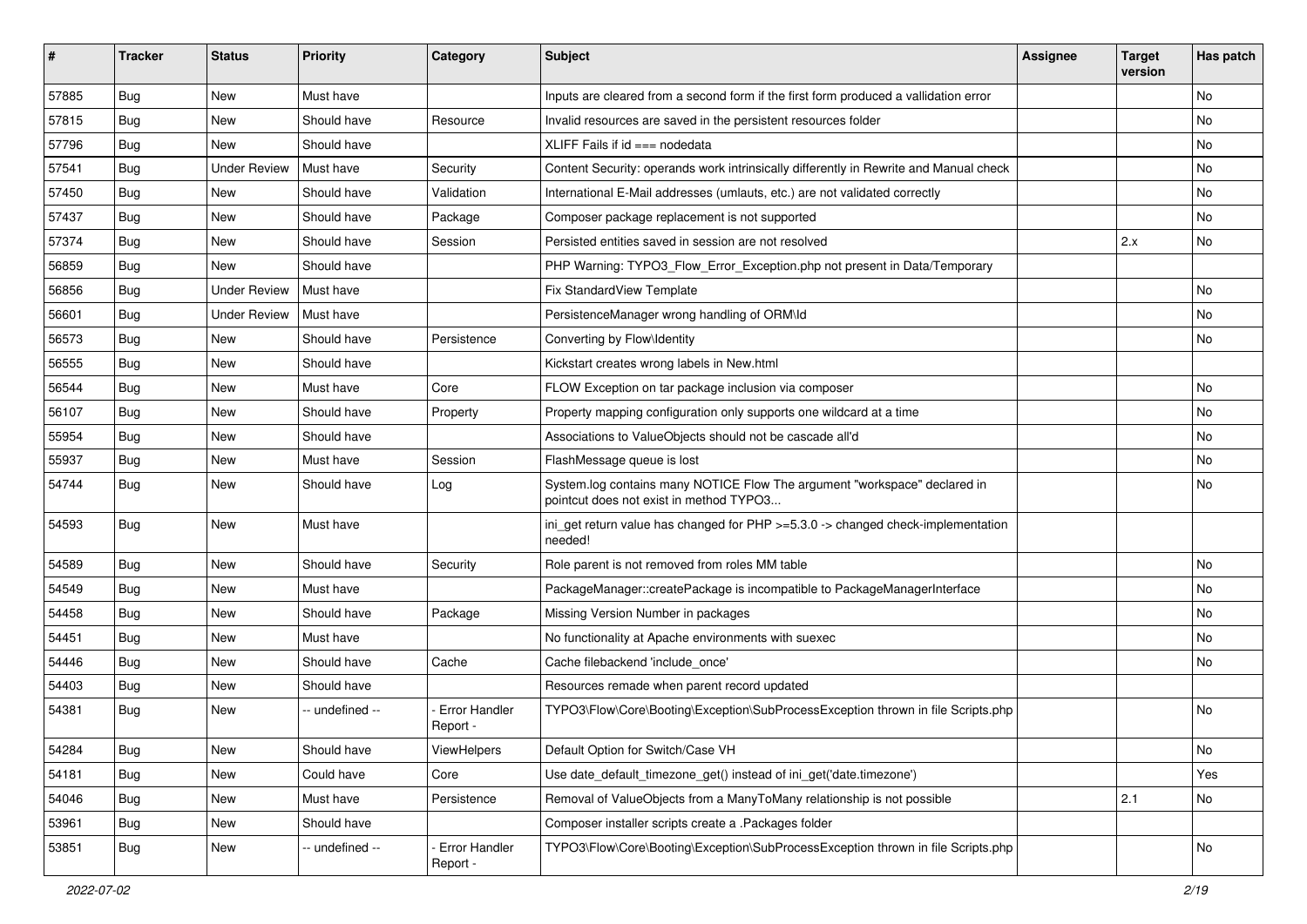| # | Tracker | Status | Priority | Category | Subject | Assignee | Target version | Has patch |
|---|---|---|---|---|---|---|---|---|
| 57885 | Bug | New | Must have | | Inputs are cleared from a second form if the first form produced a vallidation error | | | No |
| 57815 | Bug | New | Should have | Resource | Invalid resources are saved in the persistent resources folder | | | No |
| 57796 | Bug | New | Should have | | XLIFF Fails if id === nodedata | | | No |
| 57541 | Bug | Under Review | Must have | Security | Content Security: operands work intrinsically differently in Rewrite and Manual check | | | No |
| 57450 | Bug | New | Should have | Validation | International E-Mail addresses (umlauts, etc.) are not validated correctly | | | No |
| 57437 | Bug | New | Should have | Package | Composer package replacement is not supported | | | No |
| 57374 | Bug | New | Should have | Session | Persisted entities saved in session are not resolved | | 2.x | No |
| 56859 | Bug | New | Should have | | PHP Warning: TYPO3_Flow_Error_Exception.php not present in Data/Temporary | | | |
| 56856 | Bug | Under Review | Must have | | Fix StandardView Template | | | No |
| 56601 | Bug | Under Review | Must have | | PersistenceManager wrong handling of ORM\Id | | | No |
| 56573 | Bug | New | Should have | Persistence | Converting by Flow\Identity | | | No |
| 56555 | Bug | New | Should have | | Kickstart creates wrong labels in New.html | | | |
| 56544 | Bug | New | Must have | Core | FLOW Exception on tar package inclusion via composer | | | No |
| 56107 | Bug | New | Should have | Property | Property mapping configuration only supports one wildcard at a time | | | No |
| 55954 | Bug | New | Should have | | Associations to ValueObjects should not be cascade all'd | | | No |
| 55937 | Bug | New | Must have | Session | FlashMessage queue is lost | | | No |
| 54744 | Bug | New | Should have | Log | System.log contains many NOTICE Flow The argument "workspace" declared in pointcut does not exist in method TYPO3... | | | No |
| 54593 | Bug | New | Must have | | ini_get return value has changed for PHP >=5.3.0 -> changed check-implementation needed! | | | |
| 54589 | Bug | New | Should have | Security | Role parent is not removed from roles MM table | | | No |
| 54549 | Bug | New | Must have | | PackageManager::createPackage is incompatible to PackageManagerInterface | | | No |
| 54458 | Bug | New | Should have | Package | Missing Version Number in packages | | | No |
| 54451 | Bug | New | Must have | | No functionality at Apache environments with suexec | | | No |
| 54446 | Bug | New | Should have | Cache | Cache filebackend 'include_once' | | | No |
| 54403 | Bug | New | Should have | | Resources remade when parent record updated | | | |
| 54381 | Bug | New | -- undefined -- | - Error Handler Report - | TYPO3\Flow\Core\Booting\Exception\SubProcessException thrown in file Scripts.php | | | No |
| 54284 | Bug | New | Should have | ViewHelpers | Default Option for Switch/Case VH | | | No |
| 54181 | Bug | New | Could have | Core | Use date_default_timezone_get() instead of ini_get('date.timezone') | | | Yes |
| 54046 | Bug | New | Must have | Persistence | Removal of ValueObjects from a ManyToMany relationship is not possible | | 2.1 | No |
| 53961 | Bug | New | Should have | | Composer installer scripts create a .Packages folder | | | |
| 53851 | Bug | New | -- undefined -- | - Error Handler Report - | TYPO3\Flow\Core\Booting\Exception\SubProcessException thrown in file Scripts.php | | | No |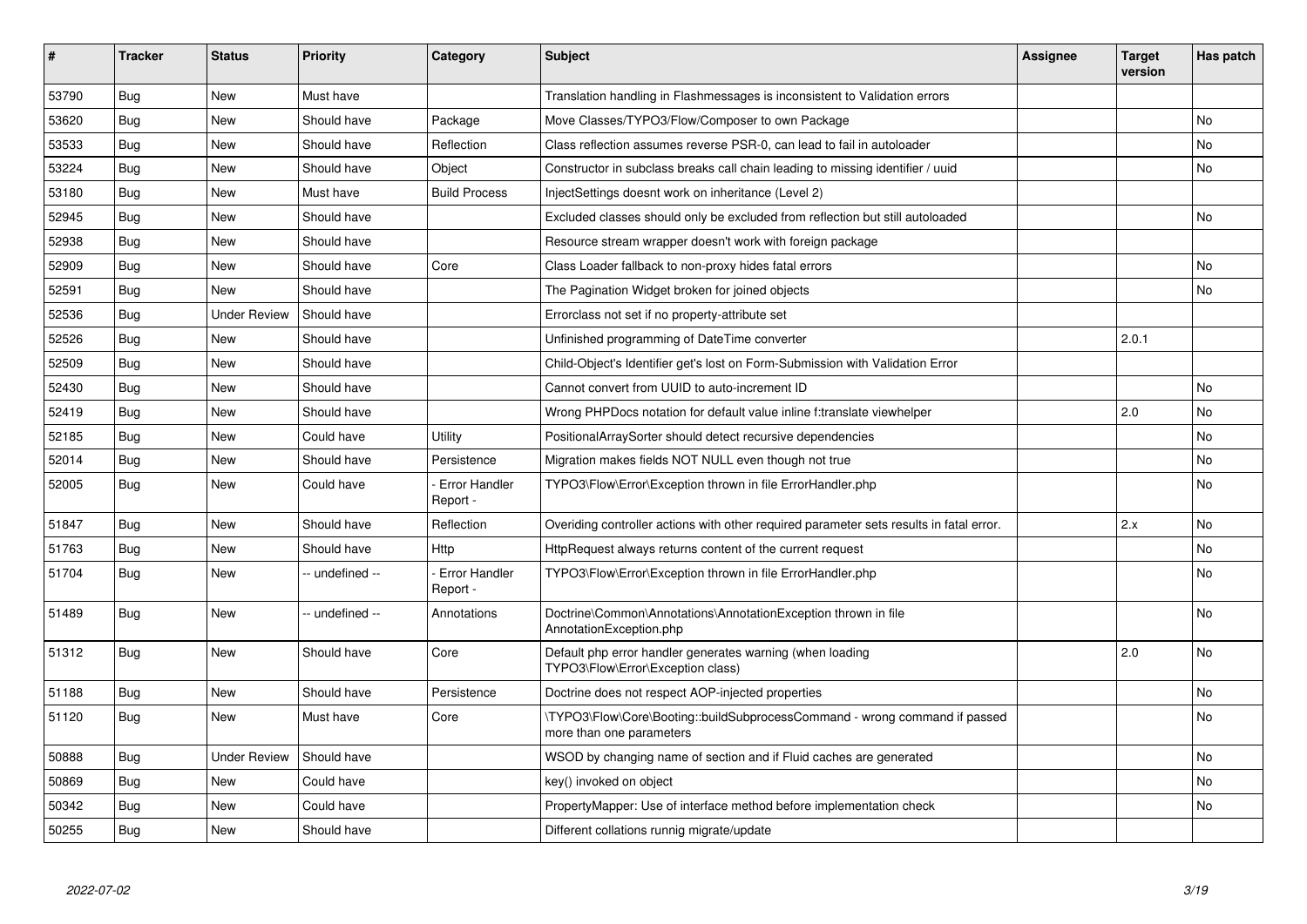| # | Tracker | Status | Priority | Category | Subject | Assignee | Target version | Has patch |
|---|---|---|---|---|---|---|---|---|
| 53790 | Bug | New | Must have | | Translation handling in Flashmessages is inconsistent to Validation errors | | | |
| 53620 | Bug | New | Should have | Package | Move Classes/TYPO3/Flow/Composer to own Package | | | No |
| 53533 | Bug | New | Should have | Reflection | Class reflection assumes reverse PSR-0, can lead to fail in autoloader | | | No |
| 53224 | Bug | New | Should have | Object | Constructor in subclass breaks call chain leading to missing identifier / uuid | | | No |
| 53180 | Bug | New | Must have | Build Process | InjectSettings doesnt work on inheritance (Level 2) | | | |
| 52945 | Bug | New | Should have | | Excluded classes should only be excluded from reflection but still autoloaded | | | No |
| 52938 | Bug | New | Should have | | Resource stream wrapper doesn't work with foreign package | | | |
| 52909 | Bug | New | Should have | Core | Class Loader fallback to non-proxy hides fatal errors | | | No |
| 52591 | Bug | New | Should have | | The Pagination Widget broken for joined objects | | | No |
| 52536 | Bug | Under Review | Should have | | Errorclass not set if no property-attribute set | | | |
| 52526 | Bug | New | Should have | | Unfinished programming of DateTime converter | | 2.0.1 | |
| 52509 | Bug | New | Should have | | Child-Object's Identifier get's lost on Form-Submission with Validation Error | | | |
| 52430 | Bug | New | Should have | | Cannot convert from UUID to auto-increment ID | | | No |
| 52419 | Bug | New | Should have | | Wrong PHPDocs notation for default value inline f:translate viewhelper | | 2.0 | No |
| 52185 | Bug | New | Could have | Utility | PositionalArraySorter should detect recursive dependencies | | | No |
| 52014 | Bug | New | Should have | Persistence | Migration makes fields NOT NULL even though not true | | | No |
| 52005 | Bug | New | Could have | - Error Handler Report - | TYPO3\Flow\Error\Exception thrown in file ErrorHandler.php | | | No |
| 51847 | Bug | New | Should have | Reflection | Overiding controller actions with other required parameter sets results in fatal error. | | 2.x | No |
| 51763 | Bug | New | Should have | Http | HttpRequest always returns content of the current request | | | No |
| 51704 | Bug | New | -- undefined -- | - Error Handler Report - | TYPO3\Flow\Error\Exception thrown in file ErrorHandler.php | | | No |
| 51489 | Bug | New | -- undefined -- | Annotations | Doctrine\Common\Annotations\AnnotationException thrown in file AnnotationException.php | | | No |
| 51312 | Bug | New | Should have | Core | Default php error handler generates warning (when loading TYPO3\Flow\Error\Exception class) | | 2.0 | No |
| 51188 | Bug | New | Should have | Persistence | Doctrine does not respect AOP-injected properties | | | No |
| 51120 | Bug | New | Must have | Core | \TYPO3\Flow\Core\Booting::buildSubprocessCommand - wrong command if passed more than one parameters | | | No |
| 50888 | Bug | Under Review | Should have | | WSOD by changing name of section and if Fluid caches are generated | | | No |
| 50869 | Bug | New | Could have | | key() invoked on object | | | No |
| 50342 | Bug | New | Could have | | PropertyMapper: Use of interface method before implementation check | | | No |
| 50255 | Bug | New | Should have | | Different collations runnig migrate/update | | | |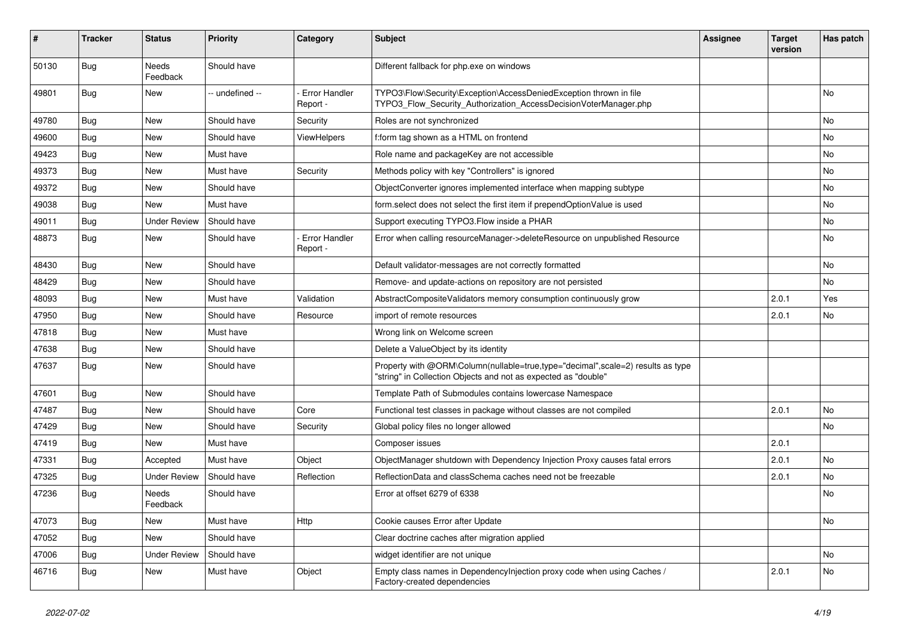| # | Tracker | Status | Priority | Category | Subject | Assignee | Target version | Has patch |
|---|---|---|---|---|---|---|---|---|
| 50130 | Bug | Needs Feedback | Should have | | Different fallback for php.exe on windows | | | |
| 49801 | Bug | New | -- undefined -- | - Error Handler Report - | TYPO3\Flow\Security\Exception\AccessDeniedException thrown in file TYPO3_Flow_Security_Authorization_AccessDecisionVoterManager.php | | | No |
| 49780 | Bug | New | Should have | Security | Roles are not synchronized | | | No |
| 49600 | Bug | New | Should have | ViewHelpers | f:form tag shown as a HTML on frontend | | | No |
| 49423 | Bug | New | Must have | | Role name and packageKey are not accessible | | | No |
| 49373 | Bug | New | Must have | Security | Methods policy with key "Controllers" is ignored | | | No |
| 49372 | Bug | New | Should have | | ObjectConverter ignores implemented interface when mapping subtype | | | No |
| 49038 | Bug | New | Must have | | form.select does not select the first item if prependOptionValue is used | | | No |
| 49011 | Bug | Under Review | Should have | | Support executing TYPO3.Flow inside a PHAR | | | No |
| 48873 | Bug | New | Should have | - Error Handler Report - | Error when calling resourceManager->deleteResource on unpublished Resource | | | No |
| 48430 | Bug | New | Should have | | Default validator-messages are not correctly formatted | | | No |
| 48429 | Bug | New | Should have | | Remove- and update-actions on repository are not persisted | | | No |
| 48093 | Bug | New | Must have | Validation | AbstractCompositeValidators memory consumption continuously grow | | 2.0.1 | Yes |
| 47950 | Bug | New | Should have | Resource | import of remote resources | | 2.0.1 | No |
| 47818 | Bug | New | Must have | | Wrong link on Welcome screen | | | |
| 47638 | Bug | New | Should have | | Delete a ValueObject by its identity | | | |
| 47637 | Bug | New | Should have | | Property with @ORM\Column(nullable=true,type="decimal",scale=2) results as type "string" in Collection Objects and not as expected as "double" | | | |
| 47601 | Bug | New | Should have | | Template Path of Submodules contains lowercase Namespace | | | |
| 47487 | Bug | New | Should have | Core | Functional test classes in package without classes are not compiled | | 2.0.1 | No |
| 47429 | Bug | New | Should have | Security | Global policy files no longer allowed | | | No |
| 47419 | Bug | New | Must have | | Composer issues | | 2.0.1 | |
| 47331 | Bug | Accepted | Must have | Object | ObjectManager shutdown with Dependency Injection Proxy causes fatal errors | | 2.0.1 | No |
| 47325 | Bug | Under Review | Should have | Reflection | ReflectionData and classSchema caches need not be freezable | | 2.0.1 | No |
| 47236 | Bug | Needs Feedback | Should have | | Error at offset 6279 of 6338 | | | No |
| 47073 | Bug | New | Must have | Http | Cookie causes Error after Update | | | No |
| 47052 | Bug | New | Should have | | Clear doctrine caches after migration applied | | | |
| 47006 | Bug | Under Review | Should have | | widget identifier are not unique | | | No |
| 46716 | Bug | New | Must have | Object | Empty class names in DependencyInjection proxy code when using Caches / Factory-created dependencies | | 2.0.1 | No |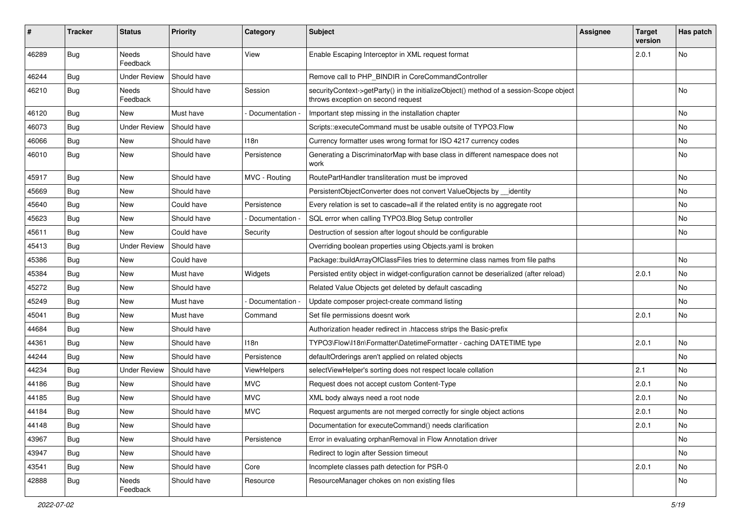| # | Tracker | Status | Priority | Category | Subject | Assignee | Target version | Has patch |
| --- | --- | --- | --- | --- | --- | --- | --- | --- |
| 46289 | Bug | Needs Feedback | Should have | View | Enable Escaping Interceptor in XML request format | | 2.0.1 | No |
| 46244 | Bug | Under Review | Should have | | Remove call to PHP_BINDIR in CoreCommandController | | | |
| 46210 | Bug | Needs Feedback | Should have | Session | securityContext->getParty() in the initializeObject() method of a session-Scope object throws exception on second request | | | No |
| 46120 | Bug | New | Must have | - Documentation - | Important step missing in the installation chapter | | | No |
| 46073 | Bug | Under Review | Should have | | Scripts::executeCommand must be usable outsite of TYPO3.Flow | | | No |
| 46066 | Bug | New | Should have | I18n | Currency formatter uses wrong format for ISO 4217 currency codes | | | No |
| 46010 | Bug | New | Should have | Persistence | Generating a DiscriminatorMap with base class in different namespace does not work | | | No |
| 45917 | Bug | New | Should have | MVC - Routing | RoutePartHandler transliteration must be improved | | | No |
| 45669 | Bug | New | Should have | | PersistentObjectConverter does not convert ValueObjects by __identity | | | No |
| 45640 | Bug | New | Could have | Persistence | Every relation is set to cascade=all if the related entity is no aggregate root | | | No |
| 45623 | Bug | New | Should have | - Documentation - | SQL error when calling TYPO3.Blog Setup controller | | | No |
| 45611 | Bug | New | Could have | Security | Destruction of session after logout should be configurable | | | No |
| 45413 | Bug | Under Review | Should have | | Overriding boolean properties using Objects.yaml is broken | | | |
| 45386 | Bug | New | Could have | | Package::buildArrayOfClassFiles tries to determine class names from file paths | | | No |
| 45384 | Bug | New | Must have | Widgets | Persisted entity object in widget-configuration cannot be deserialized (after reload) | | 2.0.1 | No |
| 45272 | Bug | New | Should have | | Related Value Objects get deleted by default cascading | | | No |
| 45249 | Bug | New | Must have | - Documentation - | Update composer project-create command listing | | | No |
| 45041 | Bug | New | Must have | Command | Set file permissions doesnt work | | 2.0.1 | No |
| 44684 | Bug | New | Should have | | Authorization header redirect in .htaccess strips the Basic-prefix | | | |
| 44361 | Bug | New | Should have | I18n | TYPO3\Flow\I18n\Formatter\DatetimeFormatter - caching DATETIME type | | 2.0.1 | No |
| 44244 | Bug | New | Should have | Persistence | defaultOrderings aren't applied on related objects | | | No |
| 44234 | Bug | Under Review | Should have | ViewHelpers | selectViewHelper's sorting does not respect locale collation | | 2.1 | No |
| 44186 | Bug | New | Should have | MVC | Request does not accept custom Content-Type | | 2.0.1 | No |
| 44185 | Bug | New | Should have | MVC | XML body always need a root node | | 2.0.1 | No |
| 44184 | Bug | New | Should have | MVC | Request arguments are not merged correctly for single object actions | | 2.0.1 | No |
| 44148 | Bug | New | Should have | | Documentation for executeCommand() needs clarification | | 2.0.1 | No |
| 43967 | Bug | New | Should have | Persistence | Error in evaluating orphanRemoval in Flow Annotation driver | | | No |
| 43947 | Bug | New | Should have | | Redirect to login after Session timeout | | | No |
| 43541 | Bug | New | Should have | Core | Incomplete classes path detection for PSR-0 | | 2.0.1 | No |
| 42888 | Bug | Needs Feedback | Should have | Resource | ResourceManager chokes on non existing files | | | No |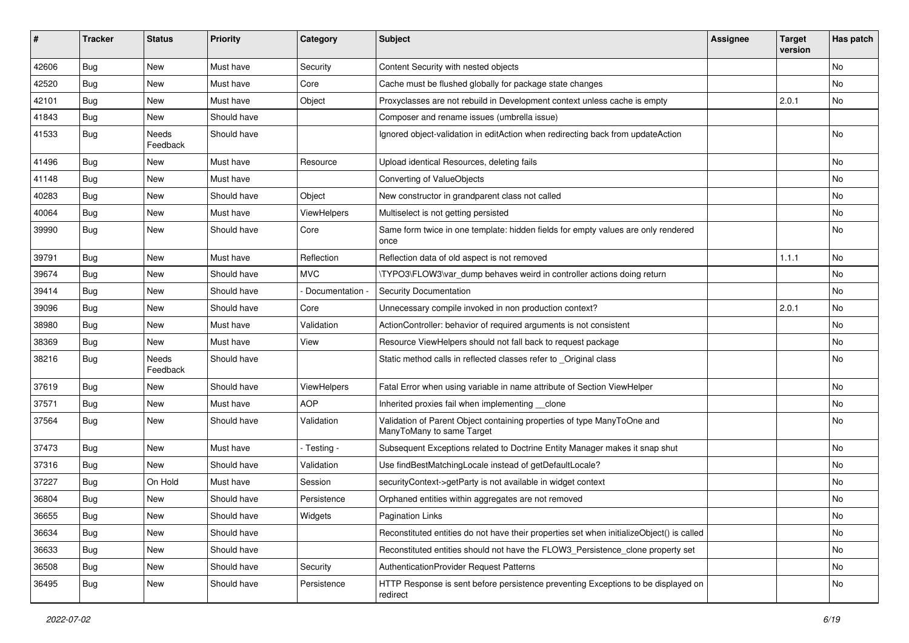| # | Tracker | Status | Priority | Category | Subject | Assignee | Target version | Has patch |
|---|---|---|---|---|---|---|---|---|
| 42606 | Bug | New | Must have | Security | Content Security with nested objects | | | No |
| 42520 | Bug | New | Must have | Core | Cache must be flushed globally for package state changes | | | No |
| 42101 | Bug | New | Must have | Object | Proxyclasses are not rebuild in Development context unless cache is empty | | 2.0.1 | No |
| 41843 | Bug | New | Should have | | Composer and rename issues (umbrella issue) | | | |
| 41533 | Bug | Needs Feedback | Should have | | Ignored object-validation in editAction when redirecting back from updateAction | | | No |
| 41496 | Bug | New | Must have | Resource | Upload identical Resources, deleting fails | | | No |
| 41148 | Bug | New | Must have | | Converting of ValueObjects | | | No |
| 40283 | Bug | New | Should have | Object | New constructor in grandparent class not called | | | No |
| 40064 | Bug | New | Must have | ViewHelpers | Multiselect is not getting persisted | | | No |
| 39990 | Bug | New | Should have | Core | Same form twice in one template: hidden fields for empty values are only rendered once | | | No |
| 39791 | Bug | New | Must have | Reflection | Reflection data of old aspect is not removed | | 1.1.1 | No |
| 39674 | Bug | New | Should have | MVC | \TYPO3\FLOW3\var_dump behaves weird in controller actions doing return | | | No |
| 39414 | Bug | New | Should have | - Documentation - | Security Documentation | | | No |
| 39096 | Bug | New | Should have | Core | Unnecessary compile invoked in non production context? | | 2.0.1 | No |
| 38980 | Bug | New | Must have | Validation | ActionController: behavior of required arguments is not consistent | | | No |
| 38369 | Bug | New | Must have | View | Resource ViewHelpers should not fall back to request package | | | No |
| 38216 | Bug | Needs Feedback | Should have | | Static method calls in reflected classes refer to _Original class | | | No |
| 37619 | Bug | New | Should have | ViewHelpers | Fatal Error when using variable in name attribute of Section ViewHelper | | | No |
| 37571 | Bug | New | Must have | AOP | Inherited proxies fail when implementing __clone | | | No |
| 37564 | Bug | New | Should have | Validation | Validation of Parent Object containing properties of type ManyToOne and ManyToMany to same Target | | | No |
| 37473 | Bug | New | Must have | - Testing - | Subsequent Exceptions related to Doctrine Entity Manager makes it snap shut | | | No |
| 37316 | Bug | New | Should have | Validation | Use findBestMatchingLocale instead of getDefaultLocale? | | | No |
| 37227 | Bug | On Hold | Must have | Session | securityContext->getParty is not available in widget context | | | No |
| 36804 | Bug | New | Should have | Persistence | Orphaned entities within aggregates are not removed | | | No |
| 36655 | Bug | New | Should have | Widgets | Pagination Links | | | No |
| 36634 | Bug | New | Should have | | Reconstituted entities do not have their properties set when initializeObject() is called | | | No |
| 36633 | Bug | New | Should have | | Reconstituted entities should not have the FLOW3_Persistence_clone property set | | | No |
| 36508 | Bug | New | Should have | Security | AuthenticationProvider Request Patterns | | | No |
| 36495 | Bug | New | Should have | Persistence | HTTP Response is sent before persistence preventing Exceptions to be displayed on redirect | | | No |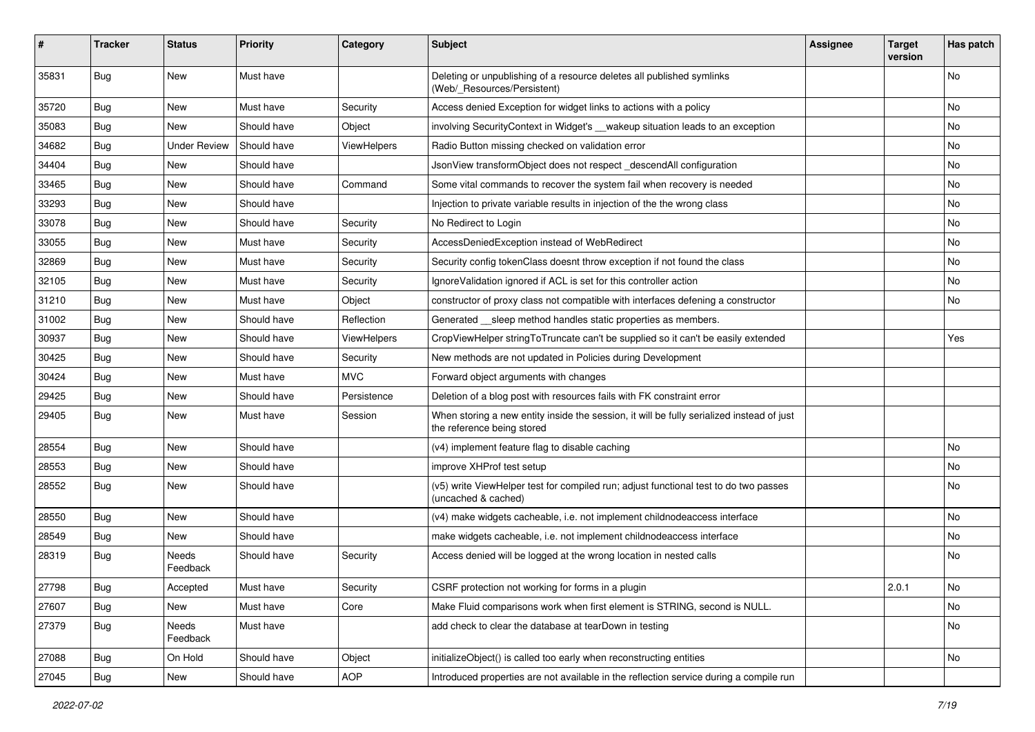| # | Tracker | Status | Priority | Category | Subject | Assignee | Target version | Has patch |
|---|---|---|---|---|---|---|---|---|
| 35831 | Bug | New | Must have | | Deleting or unpublishing of a resource deletes all published symlinks (Web/_Resources/Persistent) | | | No |
| 35720 | Bug | New | Must have | Security | Access denied Exception for widget links to actions with a policy | | | No |
| 35083 | Bug | New | Should have | Object | involving SecurityContext in Widget's __wakeup situation leads to an exception | | | No |
| 34682 | Bug | Under Review | Should have | ViewHelpers | Radio Button missing checked on validation error | | | No |
| 34404 | Bug | New | Should have | | JsonView transformObject does not respect _descendAll configuration | | | No |
| 33465 | Bug | New | Should have | Command | Some vital commands to recover the system fail when recovery is needed | | | No |
| 33293 | Bug | New | Should have | | Injection to private variable results in injection of the the wrong class | | | No |
| 33078 | Bug | New | Should have | Security | No Redirect to Login | | | No |
| 33055 | Bug | New | Must have | Security | AccessDeniedException instead of WebRedirect | | | No |
| 32869 | Bug | New | Must have | Security | Security config tokenClass doesnt throw exception if not found the class | | | No |
| 32105 | Bug | New | Must have | Security | IgnoreValidation ignored if ACL is set for this controller action | | | No |
| 31210 | Bug | New | Must have | Object | constructor of proxy class not compatible with interfaces defening a constructor | | | No |
| 31002 | Bug | New | Should have | Reflection | Generated __sleep method handles static properties as members. | | | |
| 30937 | Bug | New | Should have | ViewHelpers | CropViewHelper stringToTruncate can't be supplied so it can't be easily extended | | | Yes |
| 30425 | Bug | New | Should have | Security | New methods are not updated in Policies during Development | | | |
| 30424 | Bug | New | Must have | MVC | Forward object arguments with changes | | | |
| 29425 | Bug | New | Should have | Persistence | Deletion of a blog post with resources fails with FK constraint error | | | |
| 29405 | Bug | New | Must have | Session | When storing a new entity inside the session, it will be fully serialized instead of just the reference being stored | | | |
| 28554 | Bug | New | Should have | | (v4) implement feature flag to disable caching | | | No |
| 28553 | Bug | New | Should have | | improve XHProf test setup | | | No |
| 28552 | Bug | New | Should have | | (v5) write ViewHelper test for compiled run; adjust functional test to do two passes (uncached & cached) | | | No |
| 28550 | Bug | New | Should have | | (v4) make widgets cacheable, i.e. not implement childnodeaccess interface | | | No |
| 28549 | Bug | New | Should have | | make widgets cacheable, i.e. not implement childnodeaccess interface | | | No |
| 28319 | Bug | Needs Feedback | Should have | Security | Access denied will be logged at the wrong location in nested calls | | | No |
| 27798 | Bug | Accepted | Must have | Security | CSRF protection not working for forms in a plugin | | 2.0.1 | No |
| 27607 | Bug | New | Must have | Core | Make Fluid comparisons work when first element is STRING, second is NULL. | | | No |
| 27379 | Bug | Needs Feedback | Must have | | add check to clear the database at tearDown in testing | | | No |
| 27088 | Bug | On Hold | Should have | Object | initializeObject() is called too early when reconstructing entities | | | No |
| 27045 | Bug | New | Should have | AOP | Introduced properties are not available in the reflection service during a compile run | | | |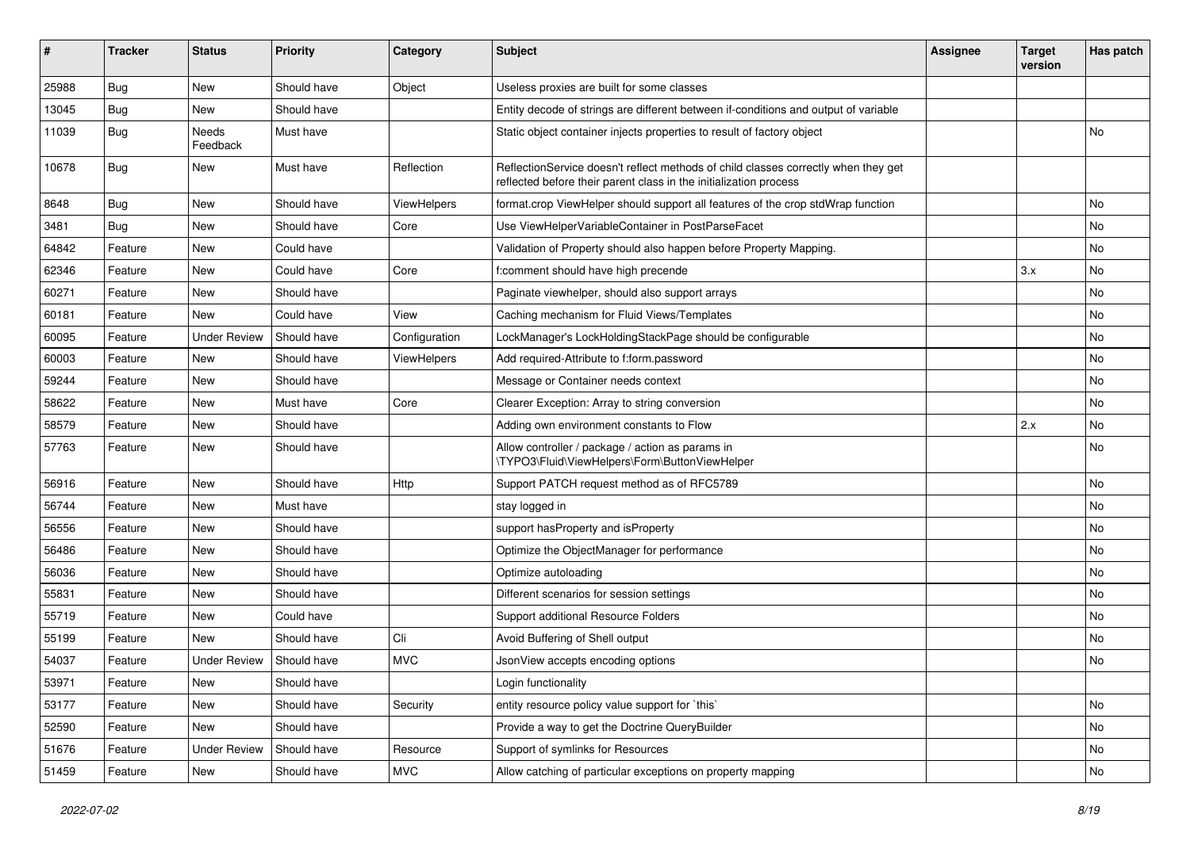| # | Tracker | Status | Priority | Category | Subject | Assignee | Target version | Has patch |
|---|---|---|---|---|---|---|---|---|
| 25988 | Bug | New | Should have | Object | Useless proxies are built for some classes | | | |
| 13045 | Bug | New | Should have | | Entity decode of strings are different between if-conditions and output of variable | | | |
| 11039 | Bug | Needs Feedback | Must have | | Static object container injects properties to result of factory object | | | No |
| 10678 | Bug | New | Must have | Reflection | ReflectionService doesn't reflect methods of child classes correctly when they get reflected before their parent class in the initialization process | | | |
| 8648 | Bug | New | Should have | ViewHelpers | format.crop ViewHelper should support all features of the crop stdWrap function | | | No |
| 3481 | Bug | New | Should have | Core | Use ViewHelperVariableContainer in PostParseFacet | | | No |
| 64842 | Feature | New | Could have | | Validation of Property should also happen before Property Mapping. | | | No |
| 62346 | Feature | New | Could have | Core | f:comment should have high precende | | 3.x | No |
| 60271 | Feature | New | Should have | | Paginate viewhelper, should also support arrays | | | No |
| 60181 | Feature | New | Could have | View | Caching mechanism for Fluid Views/Templates | | | No |
| 60095 | Feature | Under Review | Should have | Configuration | LockManager's LockHoldingStackPage should be configurable | | | No |
| 60003 | Feature | New | Should have | ViewHelpers | Add required-Attribute to f:form.password | | | No |
| 59244 | Feature | New | Should have | | Message or Container needs context | | | No |
| 58622 | Feature | New | Must have | Core | Clearer Exception: Array to string conversion | | | No |
| 58579 | Feature | New | Should have | | Adding own environment constants to Flow | | 2.x | No |
| 57763 | Feature | New | Should have | | Allow controller / package / action as params in \TYPO3\Fluid\ViewHelpers\Form\ButtonViewHelper | | | No |
| 56916 | Feature | New | Should have | Http | Support PATCH request method as of RFC5789 | | | No |
| 56744 | Feature | New | Must have | | stay logged in | | | No |
| 56556 | Feature | New | Should have | | support hasProperty and isProperty | | | No |
| 56486 | Feature | New | Should have | | Optimize the ObjectManager for performance | | | No |
| 56036 | Feature | New | Should have | | Optimize autoloading | | | No |
| 55831 | Feature | New | Should have | | Different scenarios for session settings | | | No |
| 55719 | Feature | New | Could have | | Support additional Resource Folders | | | No |
| 55199 | Feature | New | Should have | Cli | Avoid Buffering of Shell output | | | No |
| 54037 | Feature | Under Review | Should have | MVC | JsonView accepts encoding options | | | No |
| 53971 | Feature | New | Should have | | Login functionality | | | |
| 53177 | Feature | New | Should have | Security | entity resource policy value support for `this` | | | No |
| 52590 | Feature | New | Should have | | Provide a way to get the Doctrine QueryBuilder | | | No |
| 51676 | Feature | Under Review | Should have | Resource | Support of symlinks for Resources | | | No |
| 51459 | Feature | New | Should have | MVC | Allow catching of particular exceptions on property mapping | | | No |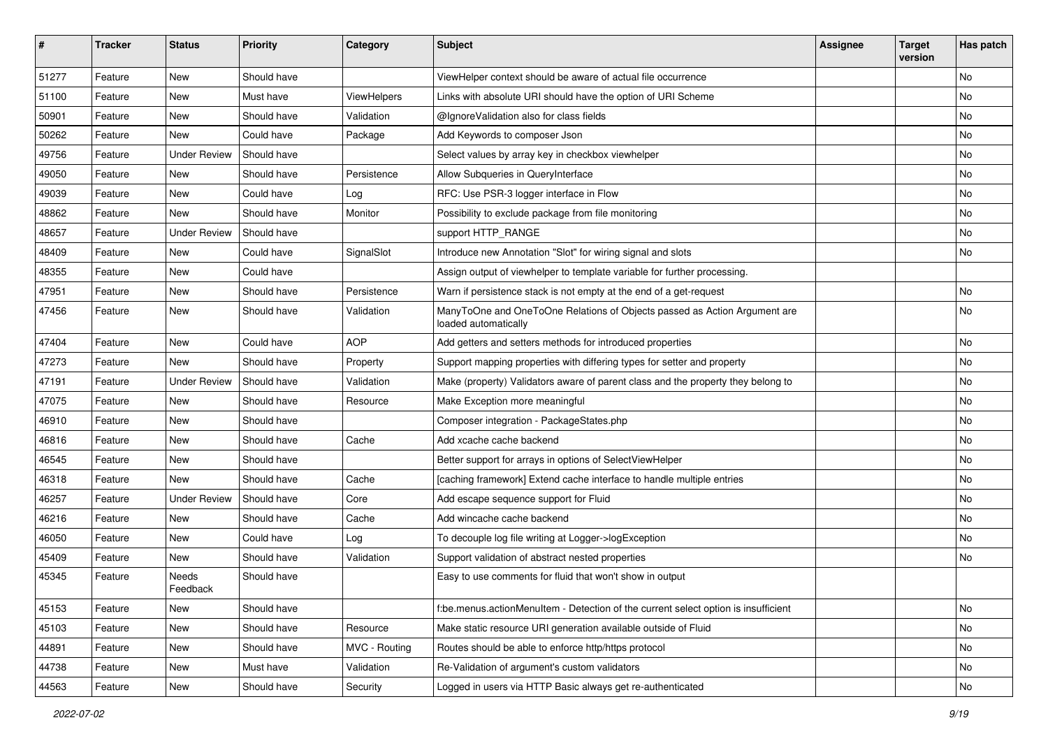| # | Tracker | Status | Priority | Category | Subject | Assignee | Target version | Has patch |
|---|---|---|---|---|---|---|---|---|
| 51277 | Feature | New | Should have | | ViewHelper context should be aware of actual file occurrence | | | No |
| 51100 | Feature | New | Must have | ViewHelpers | Links with absolute URI should have the option of URI Scheme | | | No |
| 50901 | Feature | New | Should have | Validation | @IgnoreValidation also for class fields | | | No |
| 50262 | Feature | New | Could have | Package | Add Keywords to composer Json | | | No |
| 49756 | Feature | Under Review | Should have | | Select values by array key in checkbox viewhelper | | | No |
| 49050 | Feature | New | Should have | Persistence | Allow Subqueries in QueryInterface | | | No |
| 49039 | Feature | New | Could have | Log | RFC: Use PSR-3 logger interface in Flow | | | No |
| 48862 | Feature | New | Should have | Monitor | Possibility to exclude package from file monitoring | | | No |
| 48657 | Feature | Under Review | Should have | | support HTTP_RANGE | | | No |
| 48409 | Feature | New | Could have | SignalSlot | Introduce new Annotation "Slot" for wiring signal and slots | | | No |
| 48355 | Feature | New | Could have | | Assign output of viewhelper to template variable for further processing. | | | |
| 47951 | Feature | New | Should have | Persistence | Warn if persistence stack is not empty at the end of a get-request | | | No |
| 47456 | Feature | New | Should have | Validation | ManyToOne and OneToOne Relations of Objects passed as Action Argument are loaded automatically | | | No |
| 47404 | Feature | New | Could have | AOP | Add getters and setters methods for introduced properties | | | No |
| 47273 | Feature | New | Should have | Property | Support mapping properties with differing types for setter and property | | | No |
| 47191 | Feature | Under Review | Should have | Validation | Make (property) Validators aware of parent class and the property they belong to | | | No |
| 47075 | Feature | New | Should have | Resource | Make Exception more meaningful | | | No |
| 46910 | Feature | New | Should have | | Composer integration - PackageStates.php | | | No |
| 46816 | Feature | New | Should have | Cache | Add xcache cache backend | | | No |
| 46545 | Feature | New | Should have | | Better support for arrays in options of SelectViewHelper | | | No |
| 46318 | Feature | New | Should have | Cache | [caching framework] Extend cache interface to handle multiple entries | | | No |
| 46257 | Feature | Under Review | Should have | Core | Add escape sequence support for Fluid | | | No |
| 46216 | Feature | New | Should have | Cache | Add wincache cache backend | | | No |
| 46050 | Feature | New | Could have | Log | To decouple log file writing at Logger->logException | | | No |
| 45409 | Feature | New | Should have | Validation | Support validation of abstract nested properties | | | No |
| 45345 | Feature | Needs Feedback | Should have | | Easy to use comments for fluid that won't show in output | | | |
| 45153 | Feature | New | Should have | | f:be.menus.actionMenuItem - Detection of the current select option is insufficient | | | No |
| 45103 | Feature | New | Should have | Resource | Make static resource URI generation available outside of Fluid | | | No |
| 44891 | Feature | New | Should have | MVC - Routing | Routes should be able to enforce http/https protocol | | | No |
| 44738 | Feature | New | Must have | Validation | Re-Validation of argument's custom validators | | | No |
| 44563 | Feature | New | Should have | Security | Logged in users via HTTP Basic always get re-authenticated | | | No |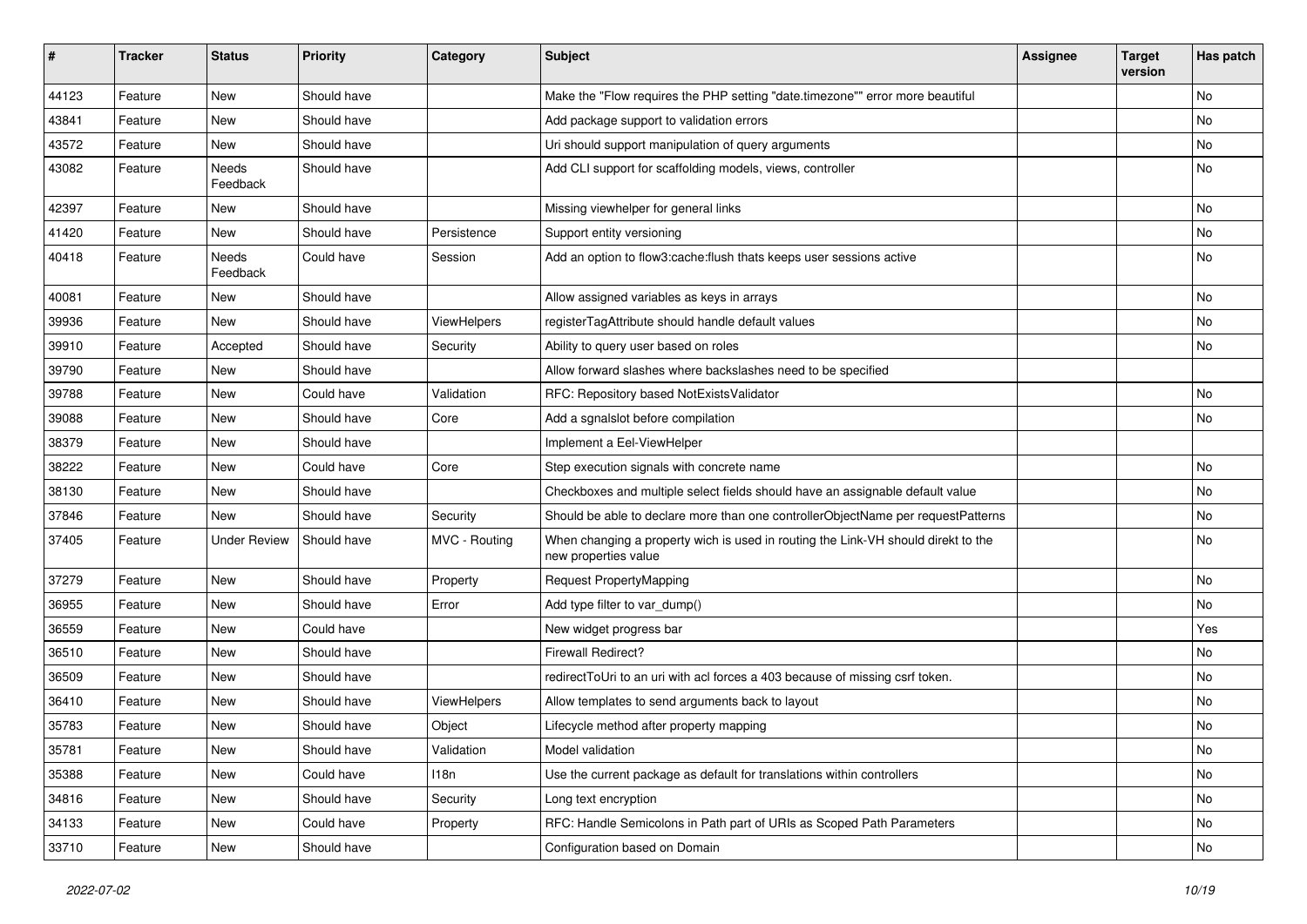| # | Tracker | Status | Priority | Category | Subject | Assignee | Target version | Has patch |
|---|---|---|---|---|---|---|---|---|
| 44123 | Feature | New | Should have | | Make the "Flow requires the PHP setting "date.timezone"" error more beautiful | | | No |
| 43841 | Feature | New | Should have | | Add package support to validation errors | | | No |
| 43572 | Feature | New | Should have | | Uri should support manipulation of query arguments | | | No |
| 43082 | Feature | Needs Feedback | Should have | | Add CLI support for scaffolding models, views, controller | | | No |
| 42397 | Feature | New | Should have | | Missing viewhelper for general links | | | No |
| 41420 | Feature | New | Should have | Persistence | Support entity versioning | | | No |
| 40418 | Feature | Needs Feedback | Could have | Session | Add an option to flow3:cache:flush thats keeps user sessions active | | | No |
| 40081 | Feature | New | Should have | | Allow assigned variables as keys in arrays | | | No |
| 39936 | Feature | New | Should have | ViewHelpers | registerTagAttribute should handle default values | | | No |
| 39910 | Feature | Accepted | Should have | Security | Ability to query user based on roles | | | No |
| 39790 | Feature | New | Should have | | Allow forward slashes where backslashes need to be specified | | | |
| 39788 | Feature | New | Could have | Validation | RFC: Repository based NotExistsValidator | | | No |
| 39088 | Feature | New | Should have | Core | Add a sgnalslot before compilation | | | No |
| 38379 | Feature | New | Should have | | Implement a Eel-ViewHelper | | | |
| 38222 | Feature | New | Could have | Core | Step execution signals with concrete name | | | No |
| 38130 | Feature | New | Should have | | Checkboxes and multiple select fields should have an assignable default value | | | No |
| 37846 | Feature | New | Should have | Security | Should be able to declare more than one controllerObjectName per requestPatterns | | | No |
| 37405 | Feature | Under Review | Should have | MVC - Routing | When changing a property wich is used in routing the Link-VH should direkt to the new properties value | | | No |
| 37279 | Feature | New | Should have | Property | Request PropertyMapping | | | No |
| 36955 | Feature | New | Should have | Error | Add type filter to var_dump() | | | No |
| 36559 | Feature | New | Could have | | New widget progress bar | | | Yes |
| 36510 | Feature | New | Should have | | Firewall Redirect? | | | No |
| 36509 | Feature | New | Should have | | redirectToUri to an uri with acl forces a 403 because of missing csrf token. | | | No |
| 36410 | Feature | New | Should have | ViewHelpers | Allow templates to send arguments back to layout | | | No |
| 35783 | Feature | New | Should have | Object | Lifecycle method after property mapping | | | No |
| 35781 | Feature | New | Should have | Validation | Model validation | | | No |
| 35388 | Feature | New | Could have | I18n | Use the current package as default for translations within controllers | | | No |
| 34816 | Feature | New | Should have | Security | Long text encryption | | | No |
| 34133 | Feature | New | Could have | Property | RFC: Handle Semicolons in Path part of URIs as Scoped Path Parameters | | | No |
| 33710 | Feature | New | Should have | | Configuration based on Domain | | | No |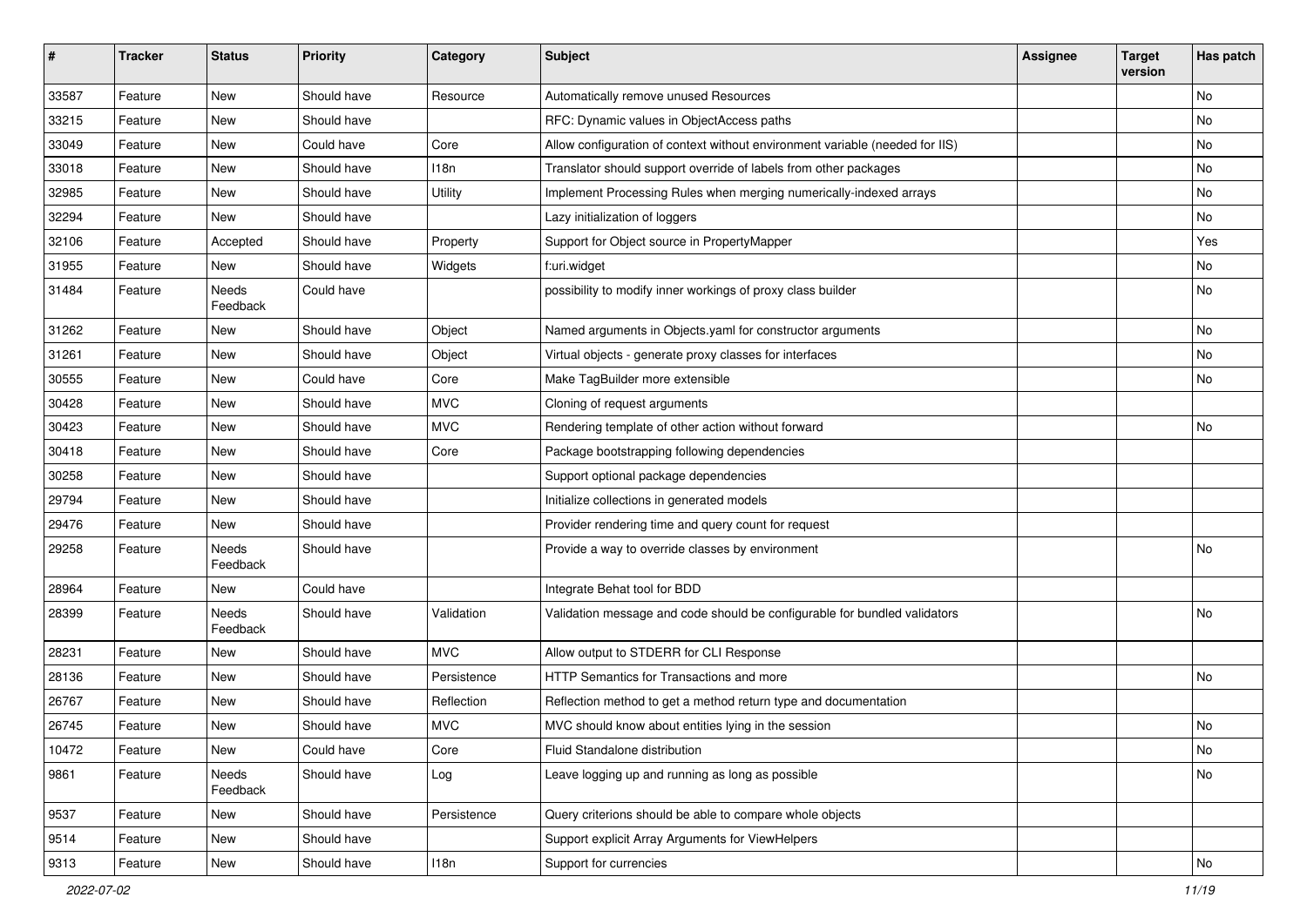| # | Tracker | Status | Priority | Category | Subject | Assignee | Target version | Has patch |
|---|---|---|---|---|---|---|---|---|
| 33587 | Feature | New | Should have | Resource | Automatically remove unused Resources | | | No |
| 33215 | Feature | New | Should have | | RFC: Dynamic values in ObjectAccess paths | | | No |
| 33049 | Feature | New | Could have | Core | Allow configuration of context without environment variable (needed for IIS) | | | No |
| 33018 | Feature | New | Should have | I18n | Translator should support override of labels from other packages | | | No |
| 32985 | Feature | New | Should have | Utility | Implement Processing Rules when merging numerically-indexed arrays | | | No |
| 32294 | Feature | New | Should have | | Lazy initialization of loggers | | | No |
| 32106 | Feature | Accepted | Should have | Property | Support for Object source in PropertyMapper | | | Yes |
| 31955 | Feature | New | Should have | Widgets | f:uri.widget | | | No |
| 31484 | Feature | Needs Feedback | Could have | | possibility to modify inner workings of proxy class builder | | | No |
| 31262 | Feature | New | Should have | Object | Named arguments in Objects.yaml for constructor arguments | | | No |
| 31261 | Feature | New | Should have | Object | Virtual objects - generate proxy classes for interfaces | | | No |
| 30555 | Feature | New | Could have | Core | Make TagBuilder more extensible | | | No |
| 30428 | Feature | New | Should have | MVC | Cloning of request arguments | | | |
| 30423 | Feature | New | Should have | MVC | Rendering template of other action without forward | | | No |
| 30418 | Feature | New | Should have | Core | Package bootstrapping following dependencies | | | |
| 30258 | Feature | New | Should have | | Support optional package dependencies | | | |
| 29794 | Feature | New | Should have | | Initialize collections in generated models | | | |
| 29476 | Feature | New | Should have | | Provider rendering time and query count for request | | | |
| 29258 | Feature | Needs Feedback | Should have | | Provide a way to override classes by environment | | | No |
| 28964 | Feature | New | Could have | | Integrate Behat tool for BDD | | | |
| 28399 | Feature | Needs Feedback | Should have | Validation | Validation message and code should be configurable for bundled validators | | | No |
| 28231 | Feature | New | Should have | MVC | Allow output to STDERR for CLI Response | | | |
| 28136 | Feature | New | Should have | Persistence | HTTP Semantics for Transactions and more | | | No |
| 26767 | Feature | New | Should have | Reflection | Reflection method to get a method return type and documentation | | | |
| 26745 | Feature | New | Should have | MVC | MVC should know about entities lying in the session | | | No |
| 10472 | Feature | New | Could have | Core | Fluid Standalone distribution | | | No |
| 9861 | Feature | Needs Feedback | Should have | Log | Leave logging up and running as long as possible | | | No |
| 9537 | Feature | New | Should have | Persistence | Query criterions should be able to compare whole objects | | | |
| 9514 | Feature | New | Should have | | Support explicit Array Arguments for ViewHelpers | | | |
| 9313 | Feature | New | Should have | I18n | Support for currencies | | | No |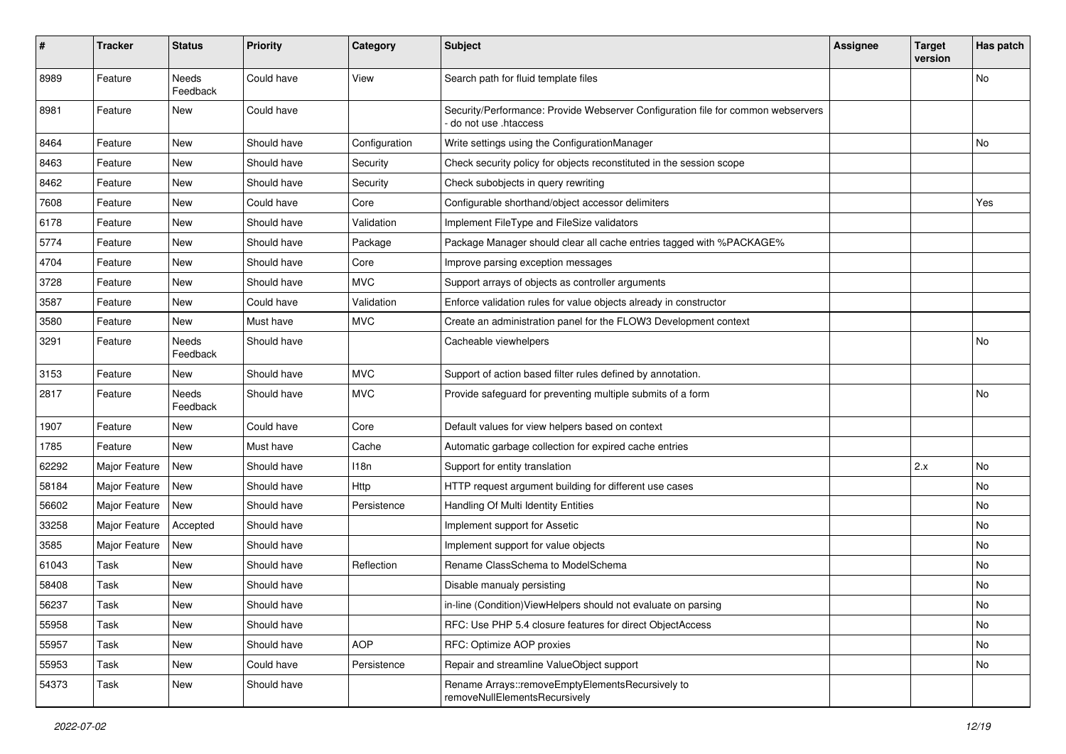| # | Tracker | Status | Priority | Category | Subject | Assignee | Target version | Has patch |
|---|---|---|---|---|---|---|---|---|
| 8989 | Feature | Needs Feedback | Could have | View | Search path for fluid template files | | | No |
| 8981 | Feature | New | Could have | | Security/Performance: Provide Webserver Configuration file for common webservers - do not use .htaccess | | | |
| 8464 | Feature | New | Should have | Configuration | Write settings using the ConfigurationManager | | | No |
| 8463 | Feature | New | Should have | Security | Check security policy for objects reconstituted in the session scope | | | |
| 8462 | Feature | New | Should have | Security | Check subobjects in query rewriting | | | |
| 7608 | Feature | New | Could have | Core | Configurable shorthand/object accessor delimiters | | | Yes |
| 6178 | Feature | New | Should have | Validation | Implement FileType and FileSize validators | | | |
| 5774 | Feature | New | Should have | Package | Package Manager should clear all cache entries tagged with %PACKAGE% | | | |
| 4704 | Feature | New | Should have | Core | Improve parsing exception messages | | | |
| 3728 | Feature | New | Should have | MVC | Support arrays of objects as controller arguments | | | |
| 3587 | Feature | New | Could have | Validation | Enforce validation rules for value objects already in constructor | | | |
| 3580 | Feature | New | Must have | MVC | Create an administration panel for the FLOW3 Development context | | | |
| 3291 | Feature | Needs Feedback | Should have | | Cacheable viewhelpers | | | No |
| 3153 | Feature | New | Should have | MVC | Support of action based filter rules defined by annotation. | | | |
| 2817 | Feature | Needs Feedback | Should have | MVC | Provide safeguard for preventing multiple submits of a form | | | No |
| 1907 | Feature | New | Could have | Core | Default values for view helpers based on context | | | |
| 1785 | Feature | New | Must have | Cache | Automatic garbage collection for expired cache entries | | | |
| 62292 | Major Feature | New | Should have | I18n | Support for entity translation | | 2.x | No |
| 58184 | Major Feature | New | Should have | Http | HTTP request argument building for different use cases | | | No |
| 56602 | Major Feature | New | Should have | Persistence | Handling Of Multi Identity Entities | | | No |
| 33258 | Major Feature | Accepted | Should have | | Implement support for Assetic | | | No |
| 3585 | Major Feature | New | Should have | | Implement support for value objects | | | No |
| 61043 | Task | New | Should have | Reflection | Rename ClassSchema to ModelSchema | | | No |
| 58408 | Task | New | Should have | | Disable manualy persisting | | | No |
| 56237 | Task | New | Should have | | in-line (Condition)ViewHelpers should not evaluate on parsing | | | No |
| 55958 | Task | New | Should have | | RFC: Use PHP 5.4 closure features for direct ObjectAccess | | | No |
| 55957 | Task | New | Should have | AOP | RFC: Optimize AOP proxies | | | No |
| 55953 | Task | New | Could have | Persistence | Repair and streamline ValueObject support | | | No |
| 54373 | Task | New | Should have | | Rename Arrays::removeEmptyElementsRecursively to removeNullElementsRecursively | | | |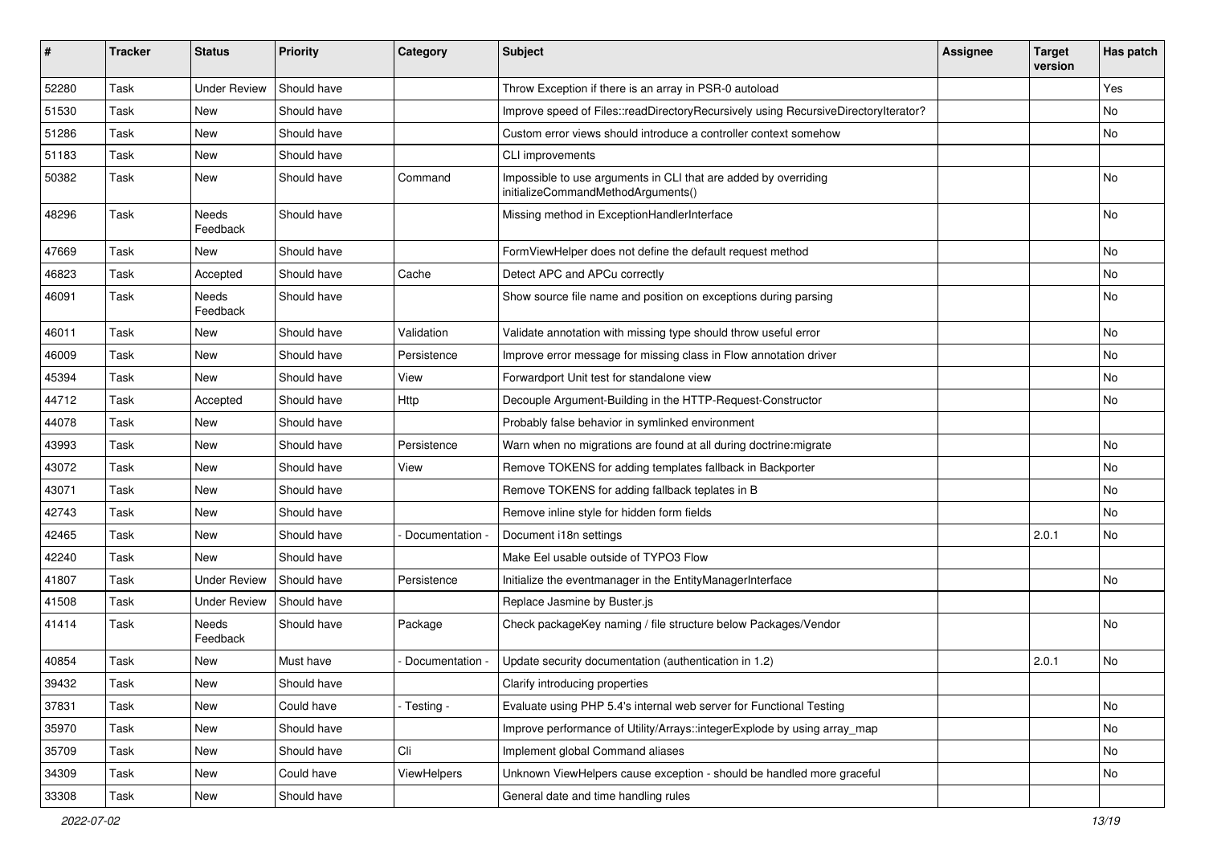| # | Tracker | Status | Priority | Category | Subject | Assignee | Target version | Has patch |
|---|---|---|---|---|---|---|---|---|
| 52280 | Task | Under Review | Should have | | Throw Exception if there is an array in PSR-0 autoload | | | Yes |
| 51530 | Task | New | Should have | | Improve speed of Files::readDirectoryRecursively using RecursiveDirectoryIterator? | | | No |
| 51286 | Task | New | Should have | | Custom error views should introduce a controller context somehow | | | No |
| 51183 | Task | New | Should have | | CLI improvements | | | |
| 50382 | Task | New | Should have | Command | Impossible to use arguments in CLI that are added by overriding initializeCommandMethodArguments() | | | No |
| 48296 | Task | Needs Feedback | Should have | | Missing method in ExceptionHandlerInterface | | | No |
| 47669 | Task | New | Should have | | FormViewHelper does not define the default request method | | | No |
| 46823 | Task | Accepted | Should have | Cache | Detect APC and APCu correctly | | | No |
| 46091 | Task | Needs Feedback | Should have | | Show source file name and position on exceptions during parsing | | | No |
| 46011 | Task | New | Should have | Validation | Validate annotation with missing type should throw useful error | | | No |
| 46009 | Task | New | Should have | Persistence | Improve error message for missing class in Flow annotation driver | | | No |
| 45394 | Task | New | Should have | View | Forwardport Unit test for standalone view | | | No |
| 44712 | Task | Accepted | Should have | Http | Decouple Argument-Building in the HTTP-Request-Constructor | | | No |
| 44078 | Task | New | Should have | | Probably false behavior in symlinked environment | | | |
| 43993 | Task | New | Should have | Persistence | Warn when no migrations are found at all during doctrine:migrate | | | No |
| 43072 | Task | New | Should have | View | Remove TOKENS for adding templates fallback in Backporter | | | No |
| 43071 | Task | New | Should have | | Remove TOKENS for adding fallback teplates in B | | | No |
| 42743 | Task | New | Should have | | Remove inline style for hidden form fields | | | No |
| 42465 | Task | New | Should have | - Documentation - | Document i18n settings | | 2.0.1 | No |
| 42240 | Task | New | Should have | | Make Eel usable outside of TYPO3 Flow | | | |
| 41807 | Task | Under Review | Should have | Persistence | Initialize the eventmanager in the EntityManagerInterface | | | No |
| 41508 | Task | Under Review | Should have | | Replace Jasmine by Buster.js | | | |
| 41414 | Task | Needs Feedback | Should have | Package | Check packageKey naming / file structure below Packages/Vendor | | | No |
| 40854 | Task | New | Must have | - Documentation - | Update security documentation (authentication in 1.2) | | 2.0.1 | No |
| 39432 | Task | New | Should have | | Clarify introducing properties | | | |
| 37831 | Task | New | Could have | - Testing - | Evaluate using PHP 5.4's internal web server for Functional Testing | | | No |
| 35970 | Task | New | Should have | | Improve performance of Utility/Arrays::integerExplode by using array_map | | | No |
| 35709 | Task | New | Should have | Cli | Implement global Command aliases | | | No |
| 34309 | Task | New | Could have | ViewHelpers | Unknown ViewHelpers cause exception - should be handled more graceful | | | No |
| 33308 | Task | New | Should have | | General date and time handling rules | | | |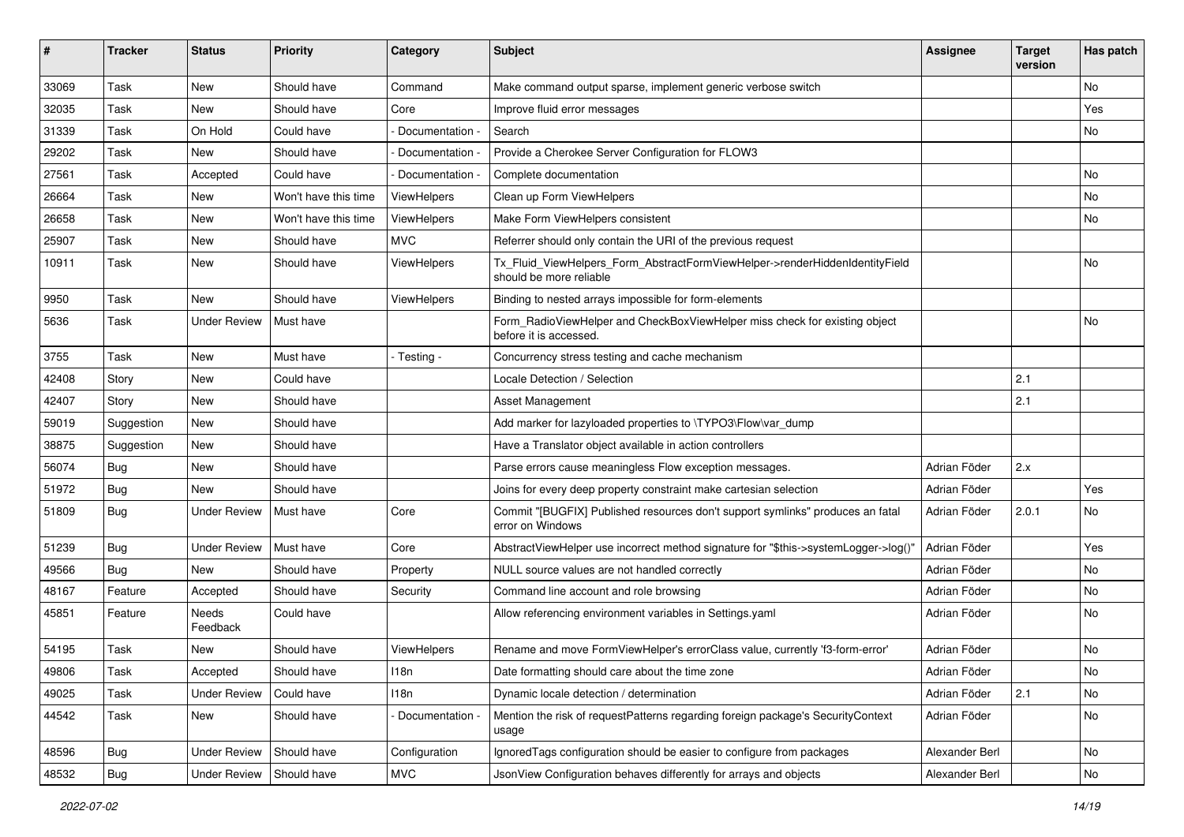| # | Tracker | Status | Priority | Category | Subject | Assignee | Target version | Has patch |
|---|---|---|---|---|---|---|---|---|
| 33069 | Task | New | Should have | Command | Make command output sparse, implement generic verbose switch | | | No |
| 32035 | Task | New | Should have | Core | Improve fluid error messages | | | Yes |
| 31339 | Task | On Hold | Could have | - Documentation - | Search | | | No |
| 29202 | Task | New | Should have | - Documentation - | Provide a Cherokee Server Configuration for FLOW3 | | | |
| 27561 | Task | Accepted | Could have | - Documentation - | Complete documentation | | | No |
| 26664 | Task | New | Won't have this time | ViewHelpers | Clean up Form ViewHelpers | | | No |
| 26658 | Task | New | Won't have this time | ViewHelpers | Make Form ViewHelpers consistent | | | No |
| 25907 | Task | New | Should have | MVC | Referrer should only contain the URI of the previous request | | | |
| 10911 | Task | New | Should have | ViewHelpers | Tx_Fluid_ViewHelpers_Form_AbstractFormViewHelper->renderHiddenIdentityField should be more reliable | | | No |
| 9950 | Task | New | Should have | ViewHelpers | Binding to nested arrays impossible for form-elements | | | |
| 5636 | Task | Under Review | Must have | | Form_RadioViewHelper and CheckBoxViewHelper miss check for existing object before it is accessed. | | | No |
| 3755 | Task | New | Must have | - Testing - | Concurrency stress testing and cache mechanism | | | |
| 42408 | Story | New | Could have | | Locale Detection / Selection | | 2.1 | |
| 42407 | Story | New | Should have | | Asset Management | | 2.1 | |
| 59019 | Suggestion | New | Should have | | Add marker for lazyloaded properties to \TYPO3\Flow\var_dump | | | |
| 38875 | Suggestion | New | Should have | | Have a Translator object available in action controllers | | | |
| 56074 | Bug | New | Should have | | Parse errors cause meaningless Flow exception messages. | Adrian Föder | 2.x | |
| 51972 | Bug | New | Should have | | Joins for every deep property constraint make cartesian selection | Adrian Föder | | Yes |
| 51809 | Bug | Under Review | Must have | Core | Commit "[BUGFIX] Published resources don't support symlinks" produces an fatal error on Windows | Adrian Föder | 2.0.1 | No |
| 51239 | Bug | Under Review | Must have | Core | AbstractViewHelper use incorrect method signature for "$this->systemLogger->log()" | Adrian Föder | | Yes |
| 49566 | Bug | New | Should have | Property | NULL source values are not handled correctly | Adrian Föder | | No |
| 48167 | Feature | Accepted | Should have | Security | Command line account and role browsing | Adrian Föder | | No |
| 45851 | Feature | Needs Feedback | Could have | | Allow referencing environment variables in Settings.yaml | Adrian Föder | | No |
| 54195 | Task | New | Should have | ViewHelpers | Rename and move FormViewHelper's errorClass value, currently 'f3-form-error' | Adrian Föder | | No |
| 49806 | Task | Accepted | Should have | I18n | Date formatting should care about the time zone | Adrian Föder | | No |
| 49025 | Task | Under Review | Could have | I18n | Dynamic locale detection / determination | Adrian Föder | 2.1 | No |
| 44542 | Task | New | Should have | - Documentation - | Mention the risk of requestPatterns regarding foreign package's SecurityContext usage | Adrian Föder | | No |
| 48596 | Bug | Under Review | Should have | Configuration | IgnoredTags configuration should be easier to configure from packages | Alexander Berl | | No |
| 48532 | Bug | Under Review | Should have | MVC | JsonView Configuration behaves differently for arrays and objects | Alexander Berl | | No |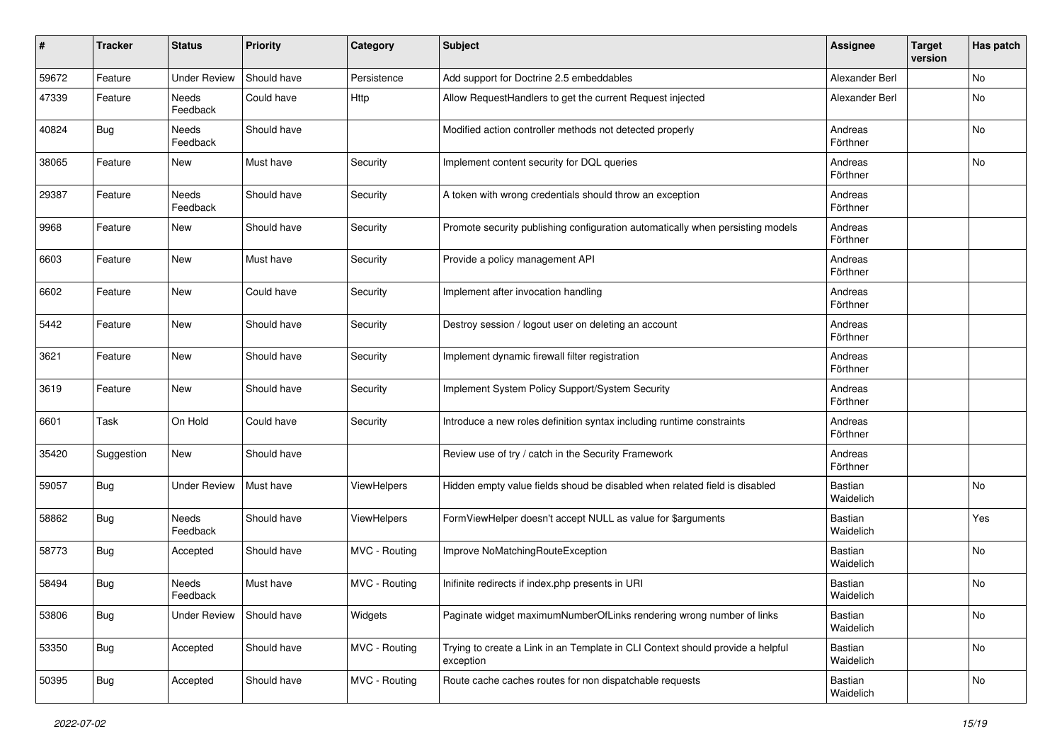| # | Tracker | Status | Priority | Category | Subject | Assignee | Target version | Has patch |
|---|---|---|---|---|---|---|---|---|
| 59672 | Feature | Under Review | Should have | Persistence | Add support for Doctrine 2.5 embeddables | Alexander Berl | | No |
| 47339 | Feature | Needs Feedback | Could have | Http | Allow RequestHandlers to get the current Request injected | Alexander Berl | | No |
| 40824 | Bug | Needs Feedback | Should have | | Modified action controller methods not detected properly | Andreas Förthner | | No |
| 38065 | Feature | New | Must have | Security | Implement content security for DQL queries | Andreas Förthner | | No |
| 29387 | Feature | Needs Feedback | Should have | Security | A token with wrong credentials should throw an exception | Andreas Förthner | | |
| 9968 | Feature | New | Should have | Security | Promote security publishing configuration automatically when persisting models | Andreas Förthner | | |
| 6603 | Feature | New | Must have | Security | Provide a policy management API | Andreas Förthner | | |
| 6602 | Feature | New | Could have | Security | Implement after invocation handling | Andreas Förthner | | |
| 5442 | Feature | New | Should have | Security | Destroy session / logout user on deleting an account | Andreas Förthner | | |
| 3621 | Feature | New | Should have | Security | Implement dynamic firewall filter registration | Andreas Förthner | | |
| 3619 | Feature | New | Should have | Security | Implement System Policy Support/System Security | Andreas Förthner | | |
| 6601 | Task | On Hold | Could have | Security | Introduce a new roles definition syntax including runtime constraints | Andreas Förthner | | |
| 35420 | Suggestion | New | Should have | | Review use of try / catch in the Security Framework | Andreas Förthner | | |
| 59057 | Bug | Under Review | Must have | ViewHelpers | Hidden empty value fields shoud be disabled when related field is disabled | Bastian Waidelich | | No |
| 58862 | Bug | Needs Feedback | Should have | ViewHelpers | FormViewHelper doesn't accept NULL as value for $arguments | Bastian Waidelich | | Yes |
| 58773 | Bug | Accepted | Should have | MVC - Routing | Improve NoMatchingRouteException | Bastian Waidelich | | No |
| 58494 | Bug | Needs Feedback | Must have | MVC - Routing | Inifinite redirects if index.php presents in URI | Bastian Waidelich | | No |
| 53806 | Bug | Under Review | Should have | Widgets | Paginate widget maximumNumberOfLinks rendering wrong number of links | Bastian Waidelich | | No |
| 53350 | Bug | Accepted | Should have | MVC - Routing | Trying to create a Link in an Template in CLI Context should provide a helpful exception | Bastian Waidelich | | No |
| 50395 | Bug | Accepted | Should have | MVC - Routing | Route cache caches routes for non dispatchable requests | Bastian Waidelich | | No |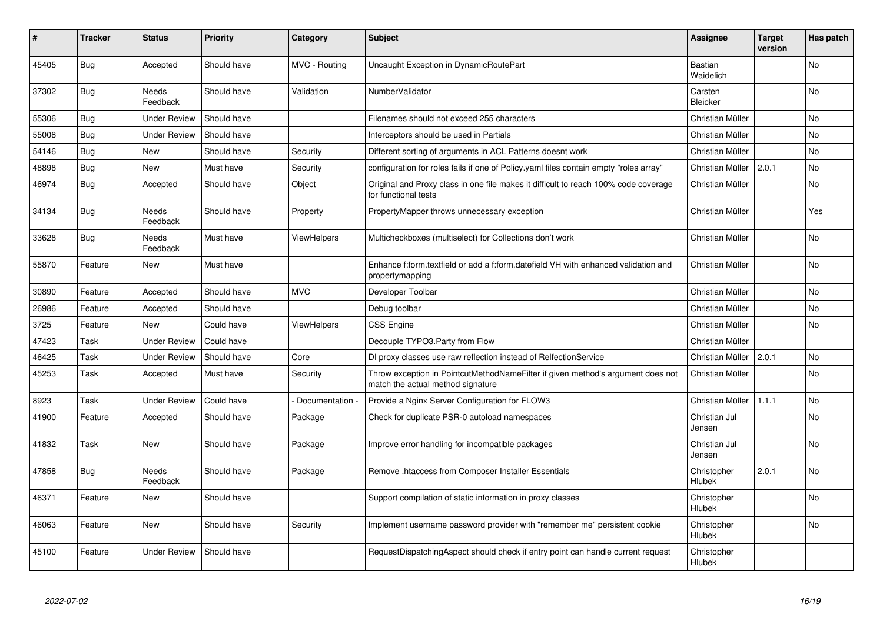| # | Tracker | Status | Priority | Category | Subject | Assignee | Target version | Has patch |
|---|---|---|---|---|---|---|---|---|
| 45405 | Bug | Accepted | Should have | MVC - Routing | Uncaught Exception in DynamicRoutePart | Bastian Waidelich | | No |
| 37302 | Bug | Needs Feedback | Should have | Validation | NumberValidator | Carsten Bleicker | | No |
| 55306 | Bug | Under Review | Should have | | Filenames should not exceed 255 characters | Christian Müller | | No |
| 55008 | Bug | Under Review | Should have | | Interceptors should be used in Partials | Christian Müller | | No |
| 54146 | Bug | New | Should have | Security | Different sorting of arguments in ACL Patterns doesnt work | Christian Müller | | No |
| 48898 | Bug | New | Must have | Security | configuration for roles fails if one of Policy.yaml files contain empty "roles array" | Christian Müller | 2.0.1 | No |
| 46974 | Bug | Accepted | Should have | Object | Original and Proxy class in one file makes it difficult to reach 100% code coverage for functional tests | Christian Müller | | No |
| 34134 | Bug | Needs Feedback | Should have | Property | PropertyMapper throws unnecessary exception | Christian Müller | | Yes |
| 33628 | Bug | Needs Feedback | Must have | ViewHelpers | Multicheckboxes (multiselect) for Collections don't work | Christian Müller | | No |
| 55870 | Feature | New | Must have | | Enhance f:form.textfield or add a f:form.datefield VH with enhanced validation and propertymapping | Christian Müller | | No |
| 30890 | Feature | Accepted | Should have | MVC | Developer Toolbar | Christian Müller | | No |
| 26986 | Feature | Accepted | Should have | | Debug toolbar | Christian Müller | | No |
| 3725 | Feature | New | Could have | ViewHelpers | CSS Engine | Christian Müller | | No |
| 47423 | Task | Under Review | Could have | | Decouple TYPO3.Party from Flow | Christian Müller | | |
| 46425 | Task | Under Review | Should have | Core | DI proxy classes use raw reflection instead of RelfectionService | Christian Müller | 2.0.1 | No |
| 45253 | Task | Accepted | Must have | Security | Throw exception in PointcutMethodNameFilter if given method's argument does not match the actual method signature | Christian Müller | | No |
| 8923 | Task | Under Review | Could have | - Documentation - | Provide a Nginx Server Configuration for FLOW3 | Christian Müller | 1.1.1 | No |
| 41900 | Feature | Accepted | Should have | Package | Check for duplicate PSR-0 autoload namespaces | Christian Jul Jensen | | No |
| 41832 | Task | New | Should have | Package | Improve error handling for incompatible packages | Christian Jul Jensen | | No |
| 47858 | Bug | Needs Feedback | Should have | Package | Remove .htaccess from Composer Installer Essentials | Christopher Hlubek | 2.0.1 | No |
| 46371 | Feature | New | Should have | | Support compilation of static information in proxy classes | Christopher Hlubek | | No |
| 46063 | Feature | New | Should have | Security | Implement username password provider with "remember me" persistent cookie | Christopher Hlubek | | No |
| 45100 | Feature | Under Review | Should have | | RequestDispatchingAspect should check if entry point can handle current request | Christopher Hlubek | | |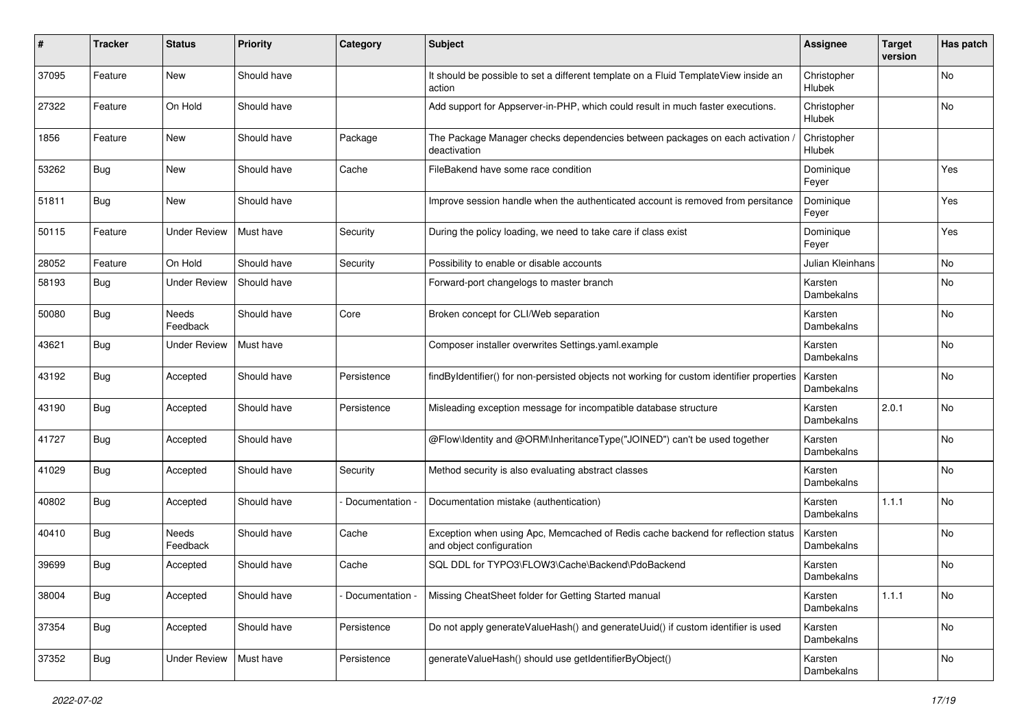| # | Tracker | Status | Priority | Category | Subject | Assignee | Target version | Has patch |
|---|---|---|---|---|---|---|---|---|
| 37095 | Feature | New | Should have | | It should be possible to set a different template on a Fluid TemplateView inside an action | Christopher Hlubek | | No |
| 27322 | Feature | On Hold | Should have | | Add support for Appserver-in-PHP, which could result in much faster executions. | Christopher Hlubek | | No |
| 1856 | Feature | New | Should have | Package | The Package Manager checks dependencies between packages on each activation / deactivation | Christopher Hlubek | | |
| 53262 | Bug | New | Should have | Cache | FileBakend have some race condition | Dominique Feyer | | Yes |
| 51811 | Bug | New | Should have | | Improve session handle when the authenticated account is removed from persitance | Dominique Feyer | | Yes |
| 50115 | Feature | Under Review | Must have | Security | During the policy loading, we need to take care if class exist | Dominique Feyer | | Yes |
| 28052 | Feature | On Hold | Should have | Security | Possibility to enable or disable accounts | Julian Kleinhans | | No |
| 58193 | Bug | Under Review | Should have | | Forward-port changelogs to master branch | Karsten Dambekalns | | No |
| 50080 | Bug | Needs Feedback | Should have | Core | Broken concept for CLI/Web separation | Karsten Dambekalns | | No |
| 43621 | Bug | Under Review | Must have | | Composer installer overwrites Settings.yaml.example | Karsten Dambekalns | | No |
| 43192 | Bug | Accepted | Should have | Persistence | findByIdentifier() for non-persisted objects not working for custom identifier properties | Karsten Dambekalns | | No |
| 43190 | Bug | Accepted | Should have | Persistence | Misleading exception message for incompatible database structure | Karsten Dambekalns | 2.0.1 | No |
| 41727 | Bug | Accepted | Should have | | @Flow\Identity and @ORM\InheritanceType("JOINED") can't be used together | Karsten Dambekalns | | No |
| 41029 | Bug | Accepted | Should have | Security | Method security is also evaluating abstract classes | Karsten Dambekalns | | No |
| 40802 | Bug | Accepted | Should have | - Documentation - | Documentation mistake (authentication) | Karsten Dambekalns | 1.1.1 | No |
| 40410 | Bug | Needs Feedback | Should have | Cache | Exception when using Apc, Memcached of Redis cache backend for reflection status and object configuration | Karsten Dambekalns | | No |
| 39699 | Bug | Accepted | Should have | Cache | SQL DDL for TYPO3\FLOW3\Cache\Backend\PdoBackend | Karsten Dambekalns | | No |
| 38004 | Bug | Accepted | Should have | - Documentation - | Missing CheatSheet folder for Getting Started manual | Karsten Dambekalns | 1.1.1 | No |
| 37354 | Bug | Accepted | Should have | Persistence | Do not apply generateValueHash() and generateUuid() if custom identifier is used | Karsten Dambekalns | | No |
| 37352 | Bug | Under Review | Must have | Persistence | generateValueHash() should use getIdentifierByObject() | Karsten Dambekalns | | No |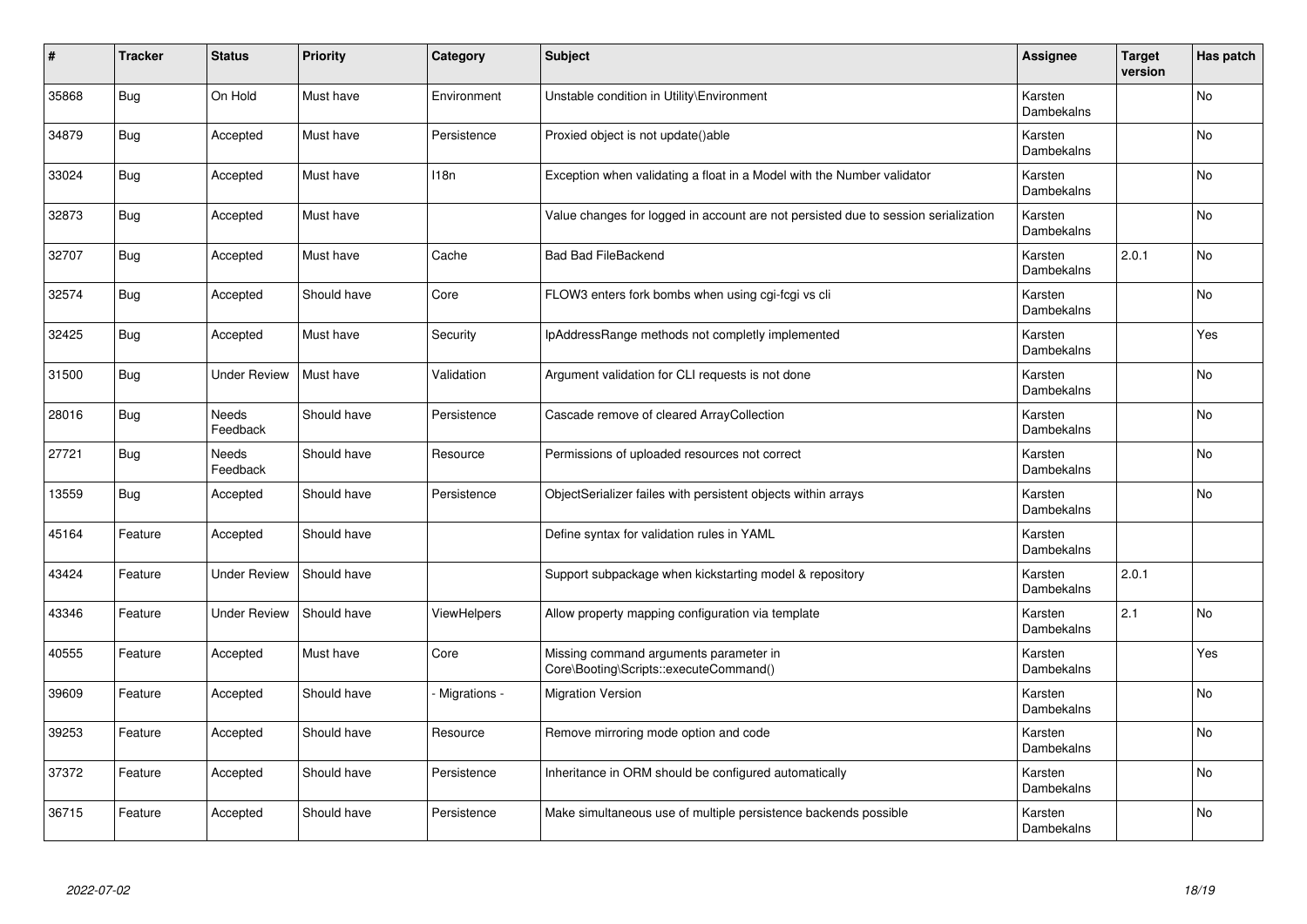| # | Tracker | Status | Priority | Category | Subject | Assignee | Target version | Has patch |
|---|---|---|---|---|---|---|---|---|
| 35868 | Bug | On Hold | Must have | Environment | Unstable condition in Utility\Environment | Karsten Dambekalns | | No |
| 34879 | Bug | Accepted | Must have | Persistence | Proxied object is not update()able | Karsten Dambekalns | | No |
| 33024 | Bug | Accepted | Must have | I18n | Exception when validating a float in a Model with the Number validator | Karsten Dambekalns | | No |
| 32873 | Bug | Accepted | Must have | | Value changes for logged in account are not persisted due to session serialization | Karsten Dambekalns | | No |
| 32707 | Bug | Accepted | Must have | Cache | Bad Bad FileBackend | Karsten Dambekalns | 2.0.1 | No |
| 32574 | Bug | Accepted | Should have | Core | FLOW3 enters fork bombs when using cgi-fcgi vs cli | Karsten Dambekalns | | No |
| 32425 | Bug | Accepted | Must have | Security | IpAddressRange methods not completly implemented | Karsten Dambekalns | | Yes |
| 31500 | Bug | Under Review | Must have | Validation | Argument validation for CLI requests is not done | Karsten Dambekalns | | No |
| 28016 | Bug | Needs Feedback | Should have | Persistence | Cascade remove of cleared ArrayCollection | Karsten Dambekalns | | No |
| 27721 | Bug | Needs Feedback | Should have | Resource | Permissions of uploaded resources not correct | Karsten Dambekalns | | No |
| 13559 | Bug | Accepted | Should have | Persistence | ObjectSerializer failes with persistent objects within arrays | Karsten Dambekalns | | No |
| 45164 | Feature | Accepted | Should have | | Define syntax for validation rules in YAML | Karsten Dambekalns | | |
| 43424 | Feature | Under Review | Should have | | Support subpackage when kickstarting model & repository | Karsten Dambekalns | 2.0.1 | |
| 43346 | Feature | Under Review | Should have | ViewHelpers | Allow property mapping configuration via template | Karsten Dambekalns | 2.1 | No |
| 40555 | Feature | Accepted | Must have | Core | Missing command arguments parameter in Core\Booting\Scripts::executeCommand() | Karsten Dambekalns | | Yes |
| 39609 | Feature | Accepted | Should have | - Migrations - | Migration Version | Karsten Dambekalns | | No |
| 39253 | Feature | Accepted | Should have | Resource | Remove mirroring mode option and code | Karsten Dambekalns | | No |
| 37372 | Feature | Accepted | Should have | Persistence | Inheritance in ORM should be configured automatically | Karsten Dambekalns | | No |
| 36715 | Feature | Accepted | Should have | Persistence | Make simultaneous use of multiple persistence backends possible | Karsten Dambekalns | | No |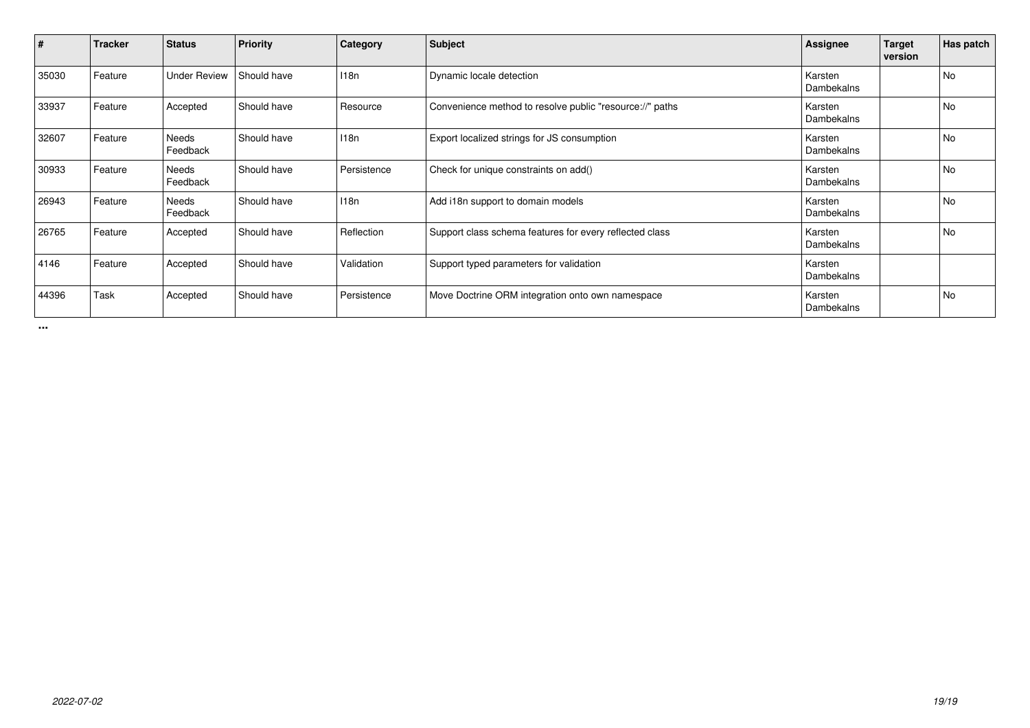| # | Tracker | Status | Priority | Category | Subject | Assignee | Target version | Has patch |
|---|---|---|---|---|---|---|---|---|
| 35030 | Feature | Under Review | Should have | I18n | Dynamic locale detection | Karsten Dambekalns | | No |
| 33937 | Feature | Accepted | Should have | Resource | Convenience method to resolve public "resource://" paths | Karsten Dambekalns | | No |
| 32607 | Feature | Needs Feedback | Should have | I18n | Export localized strings for JS consumption | Karsten Dambekalns | | No |
| 30933 | Feature | Needs Feedback | Should have | Persistence | Check for unique constraints on add() | Karsten Dambekalns | | No |
| 26943 | Feature | Needs Feedback | Should have | I18n | Add i18n support to domain models | Karsten Dambekalns | | No |
| 26765 | Feature | Accepted | Should have | Reflection | Support class schema features for every reflected class | Karsten Dambekalns | | No |
| 4146 | Feature | Accepted | Should have | Validation | Support typed parameters for validation | Karsten Dambekalns | | |
| 44396 | Task | Accepted | Should have | Persistence | Move Doctrine ORM integration onto own namespace | Karsten Dambekalns | | No |

...